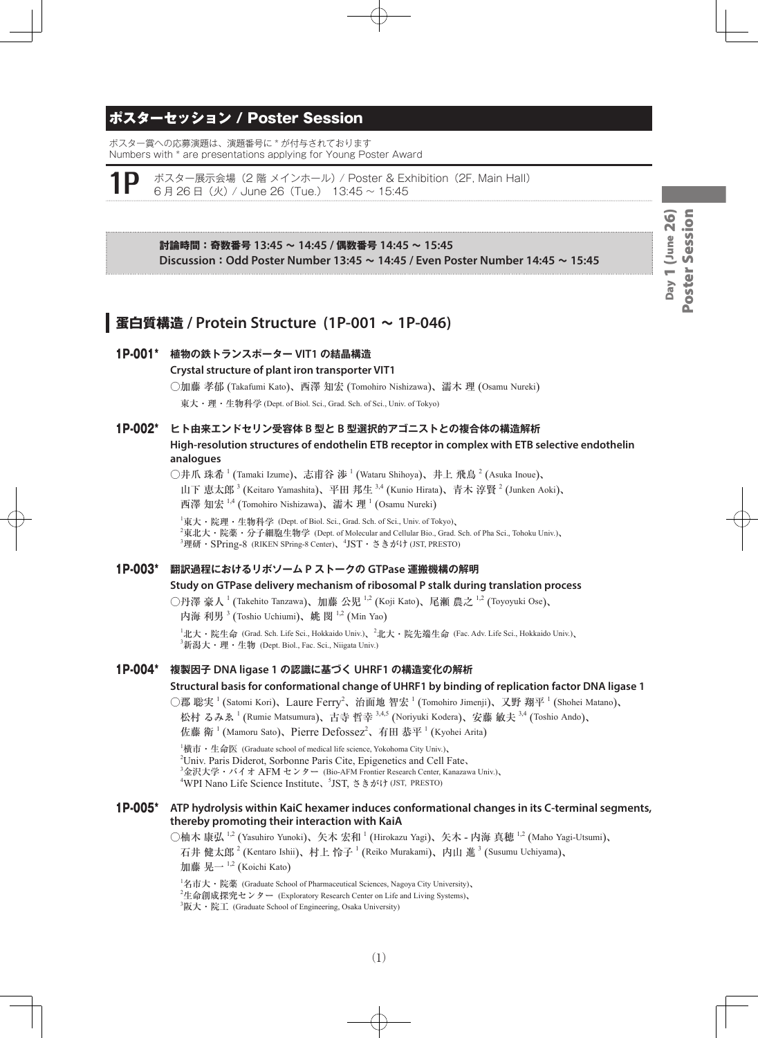## ポスターセッション / Poster Session

ポスター賞への応募演題は、演題番号に * が付与されております
Numbers with * are presentations applying for Young Poster Award

**1P** ポスター展示会場（2 階 メインホール）/ Poster & Exhibition（2F, Main Hall）
6 月 26 日（火）/ June 26（Tue.） 13:45 ～ 15:45

**討論時間：奇数番号 13:45 ～ 14:45 / 偶数番号 14:45 ～ 15:45**
**Discussion：Odd Poster Number 13:45 ～ 14:45 / Even Poster Number 14:45 ～ 15:45**

## 蛋白質構造 / Protein Structure（1P-001 ～ 1P-046）

### 1P-001* 植物の鉄トランスポーター VIT1 の結晶構造

**Crystal structure of plant iron transporter VIT1**

○加藤 孝郁 (Takafumi Kato)、西澤 知宏 (Tomohiro Nishizawa)、濡木 理 (Osamu Nureki)

東大・理・生物科学 (Dept. of Biol. Sci., Grad. Sch. of Sci., Univ. of Tokyo)

### 1P-002* ヒト由来エンドセリン受容体 B 型と B 型選択的アゴニストとの複合体の構造解析

**High-resolution structures of endothelin ETB receptor in complex with ETB selective endothelin analogues**

○井爪 珠希 [1] (Tamaki Izume)、志甫谷 渉 [1] (Wataru Shihoya)、井上 飛鳥 [2] (Asuka Inoue)、山下 恵太郎 [3] (Keitaro Yamashita)、平田 邦生 [3,4] (Kunio Hirata)、青木 淳賢 [2] (Junken Aoki)、西澤 知宏 [1,4] (Tomohiro Nishizawa)、濡木 理 [1] (Osamu Nureki)

[1]東大・院理・生物科学 (Dept. of Biol. Sci., Grad. Sch. of Sci., Univ. of Tokyo)、[2]東北大・院薬・分子細胞生物学 (Dept. of Molecular and Cellular Bio., Grad. Sch. of Pha Sci., Tohoku Univ.)、[3]理研・SPring-8 (RIKEN SPring-8 Center)、[4]JST・さきがけ (JST, PRESTO)

### 1P-003* 翻訳過程におけるリボソーム P ストークの GTPase 運搬機構の解明

**Study on GTPase delivery mechanism of ribosomal P stalk during translation process**

○丹澤 豪人 [1] (Takehito Tanzawa)、加藤 公児 [1,2] (Koji Kato)、尾瀬 農之 [1,2] (Toyoyuki Ose)、内海 利男 [3] (Toshio Uchiumi)、姚 閔 [1,2] (Min Yao)

[1]北大・院生命 (Grad. Sch. Life Sci., Hokkaido Univ.)、[2]北大・院先端生命 (Fac. Adv. Life Sci., Hokkaido Univ.)、[3]新潟大・理・生物 (Dept. Biol., Fac. Sci., Niigata Univ.)

### 1P-004* 複製因子 DNA ligase 1 の認識に基づく UHRF1 の構造変化の解析

**Structural basis for conformational change of UHRF1 by binding of replication factor DNA ligase 1**

○郡 聡実 [1] (Satomi Kori)、Laure Ferry[2]、治面地 智宏 [1] (Tomohiro Jimenji)、又野 翔平 [1] (Shohei Matano)、松村 るみゑ [1] (Rumie Matsumura)、古寺 哲幸 [3,4,5] (Noriyuki Kodera)、安藤 敏夫 [3,4] (Toshio Ando)、佐藤 衛 [1] (Mamoru Sato)、Pierre Defossez[2]、有田 恭平 [1] (Kyohei Arita)

[1]横市・生命医 (Graduate school of medical life science, Yokohoma City Univ.)、[2]Univ. Paris Diderot, Sorbonne Paris Cite, Epigenetics and Cell Fate、[3]金沢大学・バイオ AFM センター (Bio-AFM Frontier Research Center, Kanazawa Univ.)、[4]WPI Nano Life Science Institute、[5]JST, さきがけ (JST, PRESTO)

### 1P-005* ATP hydrolysis within KaiC hexamer induces conformational changes in its C-terminal segments, thereby promoting their interaction with KaiA

○柚木 康弘 [1,2] (Yasuhiro Yunoki)、矢木 宏和 [1] (Hirokazu Yagi)、矢木 - 内海 真穂 [1,2] (Maho Yagi-Utsumi)、石井 健太郎 [2] (Kentaro Ishii)、村上 怜子 [1] (Reiko Murakami)、内山 進 [3] (Susumu Uchiyama)、加藤 晃一 [1,2] (Koichi Kato)

[1]名市大・院薬 (Graduate School of Pharmaceutical Sciences, Nagoya City University)、[2]生命創成探究センター (Exploratory Research Center on Life and Living Systems)、[3]阪大・院工 (Graduate School of Engineering, Osaka University)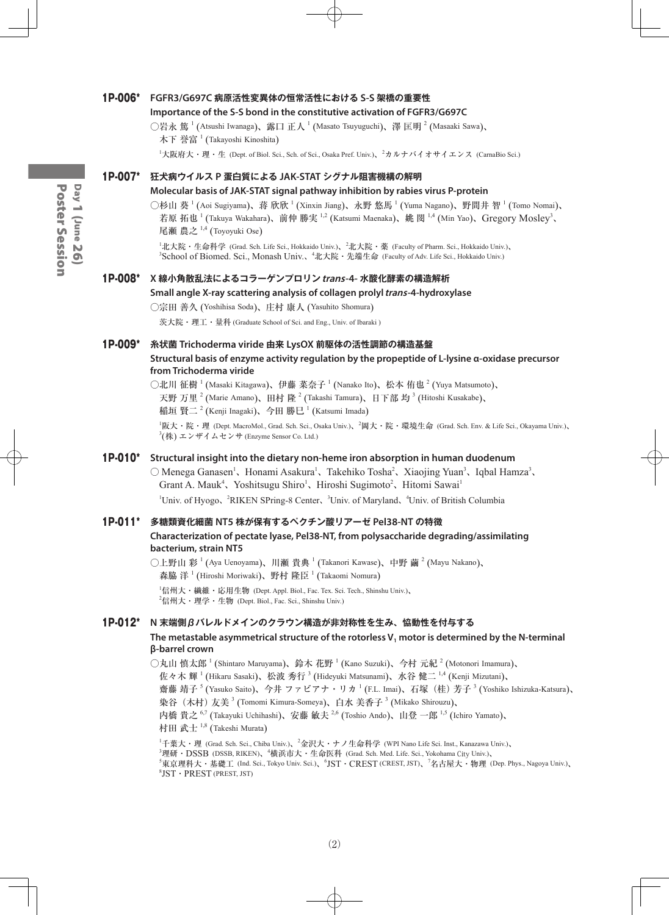## 1P-006* FGFR3/G697C 病原活性変異体の恒常活性における S-S 架橋の重要性

**Importance of the S-S bond in the constitutive activation of FGFR3/G697C**

○岩永 篤[1] (Atsushi Iwanaga)、露口 正人[1] (Masato Tsuyuguchi)、澤 匡明[2] (Masaaki Sawa)、
木下 誉富[1] (Takayoshi Kinoshita)

[1]大阪府大・理・生 (Dept. of Biol. Sci., Sch. of Sci., Osaka Pref. Univ.)、[2]カルナバイオサイエンス (CarnaBio Sci.)

## 1P-007* 狂犬病ウイルス P 蛋白質による JAK-STAT シグナル阻害機構の解明

**Molecular basis of JAK-STAT signal pathway inhibition by rabies virus P-protein**

○杉山 葵[1] (Aoi Sugiyama)、蒋 欣欣[1] (Xinxin Jiang)、永野 悠馬[1] (Yuma Nagano)、野間井 智[1] (Tomo Nomai)、
若原 拓也[1] (Takuya Wakahara)、前仲 勝実[1,2] (Katsumi Maenaka)、姚 閔[1,4] (Min Yao)、Gregory Mosley[3]、
尾瀬 農之[1,4] (Toyoyuki Ose)

[1]北大院・生命科学 (Grad. Sch. Life Sci., Hokkaido Univ.)、[2]北大院・薬 (Faculty of Pharm. Sci., Hokkaido Univ.)、
[3]School of Biomed. Sci., Monash Univ.、[4]北大院・先端生命 (Faculty of Adv. Life Sci., Hokkaido Univ.)

## 1P-008* X 線小角散乱法によるコラーゲンプロリン *trans*-4- 水酸化酵素の構造解析

**Small angle X-ray scattering analysis of collagen prolyl *trans*-4-hydroxylase**

○宗田 善久 (Yoshihisa Soda)、庄村 康人 (Yasuhito Shomura)

茨大院・理工・量科 (Graduate School of Sci. and Eng., Univ. of Ibaraki )

## 1P-009* 糸状菌 Trichoderma viride 由来 LysOX 前駆体の活性調節の構造基盤

**Structural basis of enzyme activity regulation by the propeptide of L-lysine α-oxidase precursor from Trichoderma viride**

○北川 征樹[1] (Masaki Kitagawa)、伊藤 菜奈子[1] (Nanako Ito)、松本 佑也[2] (Yuya Matsumoto)、
天野 万里[2] (Marie Amano)、田村 隆[2] (Takashi Tamura)、日下部 均[3] (Hitoshi Kusakabe)、
稲垣 賢二[2] (Kenji Inagaki)、今田 勝巳[1] (Katsumi Imada)

[1]阪大・院・理 (Dept. MacroMol., Grad. Sch. Sci., Osaka Univ.)、[2]岡大・院・環境生命 (Grad. Sch. Env. & Life Sci., Okayama Univ.)、
[3](株) エンザイムセンサ (Enzyme Sensor Co. Ltd.)

## 1P-010* Structural insight into the dietary non-heme iron absorption in human duodenum

○ Menega Ganasen[1]、Honami Asakura[1]、Takehiko Tosha[2]、Xiaojing Yuan[3]、Iqbal Hamza[3]、
Grant A. Mauk[4]、Yoshitsugu Shiro[1]、Hiroshi Sugimoto[2]、Hitomi Sawai[1]

[1]Univ. of Hyogo、[2]RIKEN SPring-8 Center、[3]Univ. of Maryland、[4]Univ. of British Columbia

## 1P-011* 多糖類資化細菌 NT5 株が保有するペクチン酸リアーゼ Pel38-NT の特徴

**Characterization of pectate lyase, Pel38-NT, from polysaccharide degrading/assimilating bacterium, strain NT5**

○上野山 彩[1] (Aya Uenoyama)、川瀬 貴典[1] (Takanori Kawase)、中野 繭[2] (Mayu Nakano)、
森脇 洋[1] (Hiroshi Moriwaki)、野村 隆臣[1] (Takaomi Nomura)

[1]信州大・繊維・応用生物 (Dept. Appl. Biol., Fac. Tex. Sci. Tech., Shinshu Univ.)、
[2]信州大・理学・生物 (Dept. Biol., Fac. Sci., Shinshu Univ.)

## 1P-012* N 末端側 β バレルドメインのクラウン構造が非対称性を生み、協動性を付与する

**The metastable asymmetrical structure of the rotorless $V_1$ motor is determined by the N-terminal β-barrel crown**

○丸山 慎太郎[1] (Shintaro Maruyama)、鈴木 花野[1] (Kano Suzuki)、今村 元紀[2] (Motonori Imamura)、
佐々木 輝[1] (Hikaru Sasaki)、松波 秀行[3] (Hideyuki Matsunami)、水谷 健二[1,4] (Kenji Mizutani)、
齋藤 靖子[5] (Yasuko Saito)、今井 ファビアナ・リカ[1] (F.L. Imai)、石塚（桂）芳子[3] (Yoshiko Ishizuka-Katsura)、
染谷（木村）友美[3] (Tomomi Kimura-Someya)、白水 美香子[3] (Mikako Shirouzu)、
内橋 貴之[6,7] (Takayuki Uchihashi)、安藤 敏夫[2,6] (Toshio Ando)、山登 一郎[1,5] (Ichiro Yamato)、
村田 武士[1,8] (Takeshi Murata)

[1]千葉大・理 (Grad. Sch. Sci., Chiba Univ.)、[2]金沢大・ナノ生命科学 (WPI Nano Life Sci. Inst., Kanazawa Univ.)、
[3]理研・DSSB (DSSB, RIKEN)、[4]横浜市大・生命医科 (Grad. Sch. Med. Life. Sci., Yokohama City Univ.)、
[5]東京理科大・基礎工 (Ind. Sci., Tokyo Univ. Sci.)、[6]JST・CREST (CREST, JST)、[7]名古屋大・物理 (Dep. Phys., Nagoya Univ.)、
[8]JST・PREST (PREST, JST)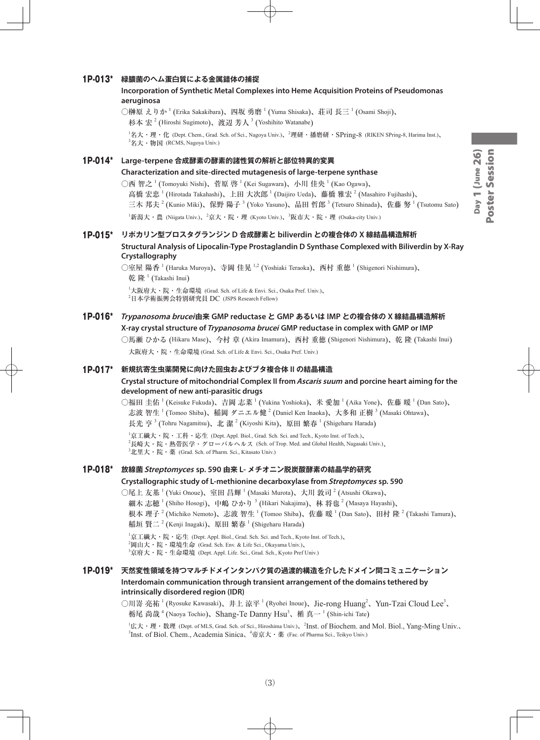## 1P-013* 緑膿菌のヘム蛋白質による金属錯体の捕捉

**Incorporation of Synthetic Metal Complexes into Heme Acquisition Proteins of Pseudomonas aeruginosa**

○榊原 えりか[1] (Erika Sakakibara)、四坂 勇磨[1] (Yuma Shisaka)、荘司 長三[1] (Osami Shoji)、
杉本 宏[2] (Hiroshi Sugimoto)、渡辺 芳人[3] (Yoshihito Watanabe)

[1]名大・理・化 (Dept. Chem., Grad. Sch. of Sci., Nagoya Univ.)、[2]理研・播磨研・SPring-8 (RIKEN SPring-8, Harima Inst.)、[3]名大・物国 (RCMS, Nagoya Univ.)

## 1P-014* Large-terpene 合成酵素の酵素的諸性質の解析と部位特異的変異

**Characterization and site-directed mutagenesis of large-terpene synthase**

○西 智之[1] (Tomoyuki Nishi)、菅原 啓[1] (Kei Sugawara)、小川 佳央[1] (Kao Ogawa)、
高橋 宏忠[1] (Hirotada Takahashi)、上田 大次郎[1] (Daijiro Ueda)、藤橋 雅宏[2] (Masahiro Fujihashi)、
三木 邦夫[2] (Kunio Miki)、保野 陽子[3] (Yoko Yasuno)、品田 哲郎[3] (Tetsuro Shinada)、佐藤 努[1] (Tsutomu Sato)

[1]新潟大・農 (Niigata Univ.)、[2]京大・院・理 (Kyoto Univ.)、[3]阪市大・院・理 (Osaka-city Univ.)

## 1P-015* リポカリン型プロスタグランジン D 合成酵素と biliverdin との複合体の X 線結晶構造解析

**Structural Analysis of Lipocalin-Type Prostaglandin D Synthase Complexed with Biliverdin by X-Ray Crystallography**

○室屋 陽香[1] (Haruka Muroya)、寺岡 佳晃[1,2] (Yoshiaki Teraoka)、西村 重徳[1] (Shigenori Nishimura)、
乾 隆[1] (Takashi Inui)

[1]大阪府大・院・生命環境 (Grad. Sch. of Life & Envi. Sci., Osaka Pref. Univ.)、
[2]日本学術振興会特別研究員 DC (JSPS Research Fellow)

## 1P-016* *Trypanosoma brucei*由来 GMP reductase と GMP あるいは IMP との複合体の X 線結晶構造解析

**X-ray crystal structure of *Trypanosoma brucei* GMP reductase in complex with GMP or IMP**

○馬瀬 ひかる (Hikaru Mase)、今村 章 (Akira Imamura)、西村 重徳 (Shigenori Nishimura)、乾 隆 (Takashi Inui)

大阪府大・院・生命環境 (Grad. Sch. of Life & Envi. Sci., Osaka Pref. Univ.)

## 1P-017* 新規抗寄生虫薬開発に向けた回虫およびブタ複合体 II の結晶構造

**Crystal structure of mitochondrial Complex II from *Ascaris suum* and porcine heart aiming for the development of new anti-parasitic drugs**

○福田 圭佑[1] (Keisuke Fukuda)、吉岡 志菜[1] (Yukina Yoshioka)、米 愛加[1] (Aika Yone)、佐藤 暖[1] (Dan Sato)、
志波 智生[1] (Tomoo Shiba)、稲岡 ダニエル健[2] (Daniel Ken Inaoka)、大多和 正樹[3] (Masaki Ohtawa)、
長光 亨[3] (Tohru Nagamitsu)、北 潔[2] (Kiyoshi Kita)、原田 繁春[1] (Shigeharu Harada)

[1]京工繊大・院・工科・応生 (Dept. Appl. Biol., Grad. Sch. Sci. and Tech., Kyoto Inst. of Tech.)、
[2]長崎大・院・熱帯医学・グローバルヘルス (Sch. of Trop. Med. and Global Health, Nagasaki Univ.)、
[3]北里大・院・薬 (Grad. Sch. of Pharm. Sci., Kitasato Univ.)

## 1P-018* 放線菌 *Streptomyces* sp. 590 由来 L- メチオニン脱炭酸酵素の結晶学的研究

**Crystallographic study of L-methionine decarboxylase from *Streptomyces* sp. 590**

○尾上 友基[1] (Yuki Onoue)、室田 昌輝[1] (Masaki Murota)、大川 敦司[2] (Atsushi Okawa)、
細木 志穂[1] (Shiho Hosogi)、中嶋 ひかり[3] (Hikari Nakajima)、林 将也[2] (Masaya Hayashi)、
根本 理子[2] (Michiko Nemoto)、志波 智生[1] (Tomoo Shiba)、佐藤 暖[1] (Dan Sato)、田村 隆[2] (Takashi Tamura)、
稲垣 賢二[2] (Kenji Inagaki)、原田 繁春[1] (Shigeharu Harada)

[1]京工繊大・院・応生 (Dept. Appl. Biol., Grad. Sch. Sci. and Tech., Kyoto Inst. of Tech.)、
[2]岡山大・院・環境生命 (Grad. Sch. Env. & Life Sci., Okayama Univ.)、
[3]京府大・院・生命環境 (Dept. Appl. Life. Sci., Grad. Sch., Kyoto Pref Univ.)

## 1P-019* 天然変性領域を持つマルチドメインタンパク質の過渡的構造を介したドメイン間コミュニケーション

**Interdomain communication through transient arrangement of the domains tethered by intrinsically disordered region (IDR)**

○川嵜 亮祐[1] (Ryosuke Kawasaki)、井上 涼平[1] (Ryohei Inoue)、Jie-rong Huang[2]、Yun-Tzai Cloud Lee[3]、
栃尾 尚哉[4] (Naoya Tochio)、Shang-Te Danny Hsu[3]、楯 真一[1] (Shin-ichi Tate)

[1]広大・理・数理 (Dept. of MLS, Grad. Sch. of Sci., Hiroshima Univ.)、[2]Inst. of Biochem. and Mol. Biol., Yang-Ming Univ.、[3]Inst. of Biol. Chem., Academia Sinica、[4]帝京大・薬 (Fac. of Pharma Sci., Teikyo Univ.)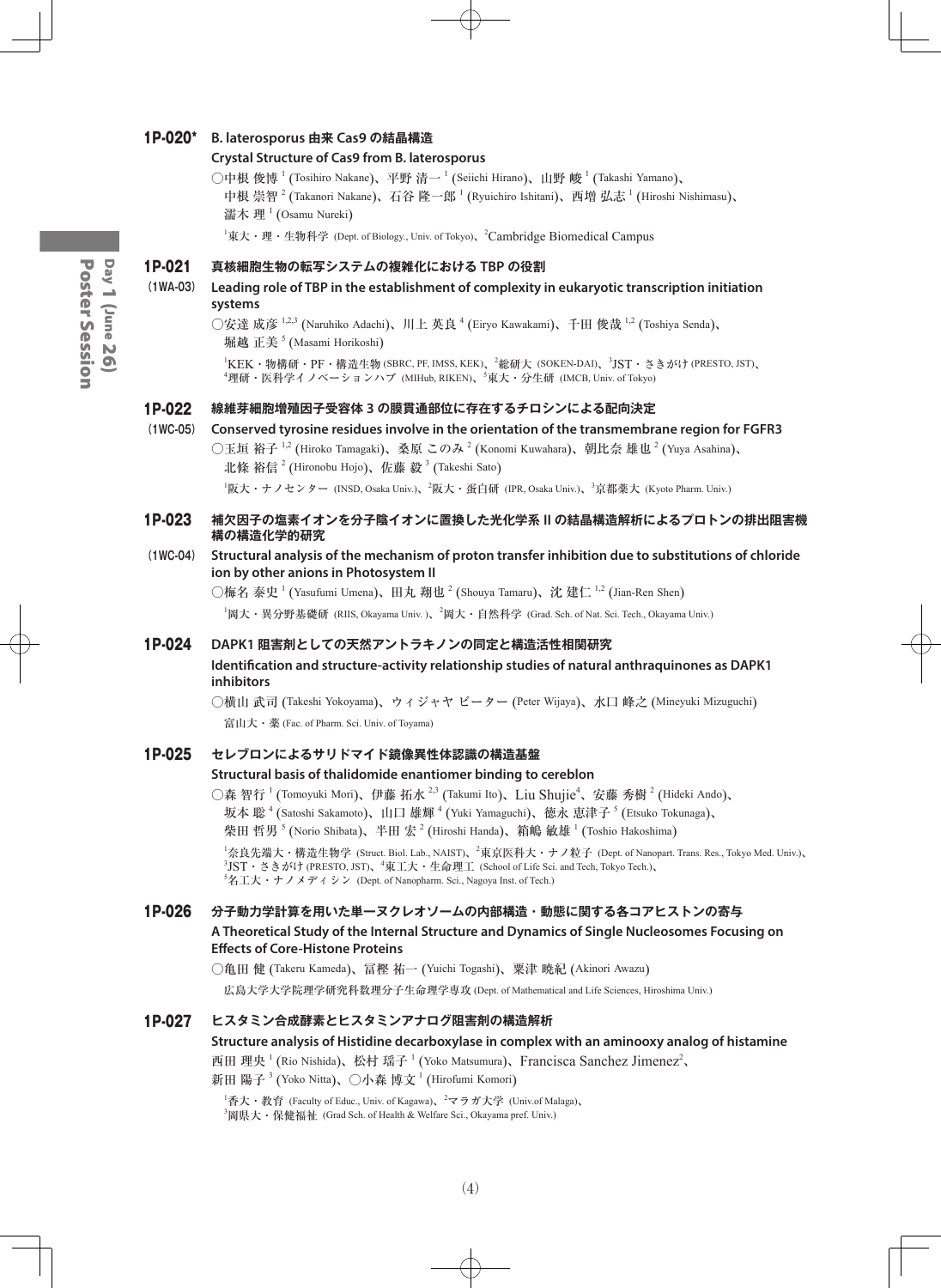## 1P-020* B. laterosporus 由来 Cas9 の結晶構造

**Crystal Structure of Cas9 from B. laterosporus**

○中根 俊博[1] (Tosihiro Nakane)、平野 清一[1] (Seiichi Hirano)、山野 峻[1] (Takashi Yamano)、中根 崇智[2] (Takanori Nakane)、石谷 隆一郎[1] (Ryuichiro Ishitani)、西増 弘志[1] (Hiroshi Nishimasu)、濡木 理[1] (Osamu Nureki)

[1]東大・理・生物科学 (Dept. of Biology., Univ. of Tokyo)、[2]Cambridge Biomedical Campus

## 1P-021 (1WA-03) 真核細胞生物の転写システムの複雑化における TBP の役割

**Leading role of TBP in the establishment of complexity in eukaryotic transcription initiation systems**

○安達 成彦[1,2,3] (Naruhiko Adachi)、川上 英良[4] (Eiryo Kawakami)、千田 俊哉[1,2] (Toshiya Senda)、堀越 正美[5] (Masami Horikoshi)

[1]KEK・物構研・PF・構造生物 (SBRC, PF, IMSS, KEK)、[2]総研大 (SOKEN-DAI)、[3]JST・さきがけ (PRESTO, JST)、[4]理研・医科学イノベーションハブ (MIHub, RIKEN)、[5]東大・分生研 (IMCB, Univ. of Tokyo)

## 1P-022 (1WC-05) 線維芽細胞増殖因子受容体 3 の膜貫通部位に存在するチロシンによる配向決定

**Conserved tyrosine residues involve in the orientation of the transmembrane region for FGFR3**

○玉垣 裕子[1,2] (Hiroko Tamagaki)、桑原 このみ[2] (Konomi Kuwahara)、朝比奈 雄也[2] (Yuya Asahina)、北條 裕信[2] (Hironobu Hojo)、佐藤 毅[3] (Takeshi Sato)

[1]阪大・ナノセンター (INSD, Osaka Univ.)、[2]阪大・蛋白研 (IPR, Osaka Univ.)、[3]京都薬大 (Kyoto Pharm. Univ.)

## 1P-023 (1WC-04) 補欠因子の塩素イオンを分子陰イオンに置換した光化学系 II の結晶構造解析によるプロトンの排出阻害機構の構造化学的研究

**Structural analysis of the mechanism of proton transfer inhibition due to substitutions of chloride ion by other anions in Photosystem II**

○梅名 泰史[1] (Yasufumi Umena)、田丸 翔也[2] (Shouya Tamaru)、沈 建仁[1,2] (Jian-Ren Shen)

[1]岡大・異分野基礎研 (RIIS, Okayama Univ. )、[2]岡大・自然科学 (Grad. Sch. of Nat. Sci. Tech., Okayama Univ.)

## 1P-024 DAPK1 阻害剤としての天然アントラキノンの同定と構造活性相関研究

**Identification and structure-activity relationship studies of natural anthraquinones as DAPK1 inhibitors**

○横山 武司 (Takeshi Yokoyama)、ウィジャヤ ピーター (Peter Wijaya)、水口 峰之 (Mineyuki Mizuguchi)

富山大・薬 (Fac. of Pharm. Sci. Univ. of Toyama)

## 1P-025 セレブロンによるサリドマイド鏡像異性体認識の構造基盤

**Structural basis of thalidomide enantiomer binding to cereblon**

○森 智行[1] (Tomoyuki Mori)、伊藤 拓水[2,3] (Takumi Ito)、Liu Shujie[4]、安藤 秀樹[2] (Hideki Ando)、坂本 聡[4] (Satoshi Sakamoto)、山口 雄輝[4] (Yuki Yamaguchi)、徳永 恵津子[5] (Etsuko Tokunaga)、柴田 哲男[5] (Norio Shibata)、半田 宏[2] (Hiroshi Handa)、箱嶋 敏雄[1] (Toshio Hakoshima)

[1]奈良先端大・構造生物学 (Struct. Biol. Lab., NAIST)、[2]東京医科大・ナノ粒子 (Dept. of Nanopart. Trans. Res., Tokyo Med. Univ.)、[3]JST・さきがけ (PRESTO, JST)、[4]東工大・生命理工 (School of Life Sci. and Tech, Tokyo Tech.)、[5]名工大・ナノメディシン (Dept. of Nanopharm. Sci., Nagoya Inst. of Tech.)

## 1P-026 分子動力学計算を用いた単一ヌクレオソームの内部構造・動態に関する各コアヒストンの寄与

**A Theoretical Study of the Internal Structure and Dynamics of Single Nucleosomes Focusing on Effects of Core-Histone Proteins**

○亀田 健 (Takeru Kameda)、冨樫 祐一 (Yuichi Togashi)、粟津 暁紀 (Akinori Awazu)

広島大学大学院理学研究科数理分子生命理学専攻 (Dept. of Mathematical and Life Sciences, Hiroshima Univ.)

## 1P-027 ヒスタミン合成酵素とヒスタミンアナログ阻害剤の構造解析

**Structure analysis of Histidine decarboxylase in complex with an aminooxy analog of histamine**

西田 理央[1] (Rio Nishida)、松村 瑶子[1] (Yoko Matsumura)、Francisca Sanchez Jimenez[2]、新田 陽子[3] (Yoko Nitta)、○小森 博文[1] (Hirofumi Komori)

[1]香大・教育 (Faculty of Educ., Univ. of Kagawa)、[2]マラガ大学 (Univ.of Malaga)、[3]岡県大・保健福祉 (Grad Sch. of Health & Welfare Sci., Okayama pref. Univ.)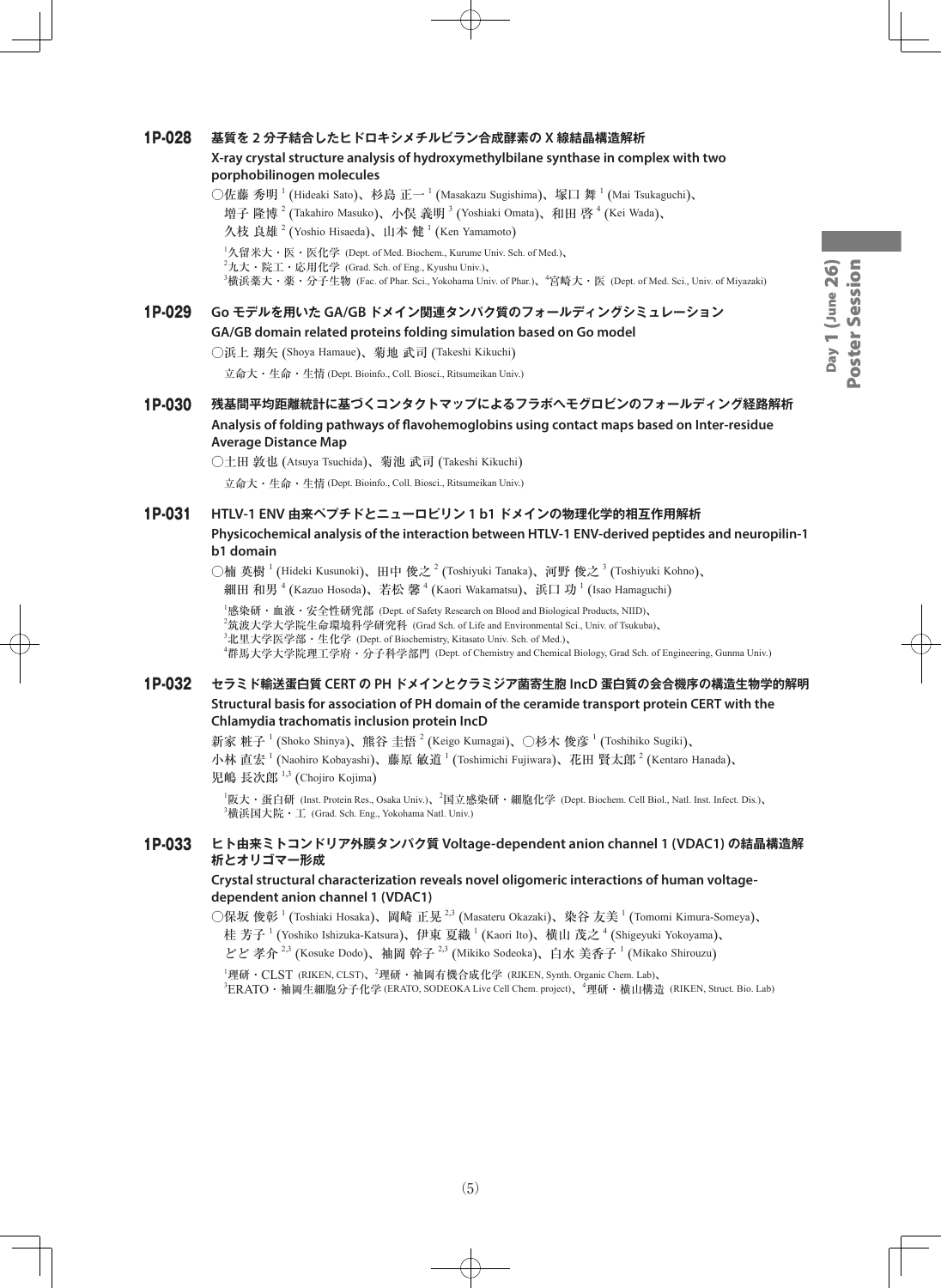### 1P-028 基質を 2 分子結合したヒドロキシメチルビラン合成酵素の X 線結晶構造解析

**X-ray crystal structure analysis of hydroxymethylbilane synthase in complex with two porphobilinogen molecules**

○佐藤 秀明[1] (Hideaki Sato)、杉島 正一[1] (Masakazu Sugishima)、塚口 舞[1] (Mai Tsukaguchi)、増子 隆博[2] (Takahiro Masuko)、小俣 義明[3] (Yoshiaki Omata)、和田 啓[4] (Kei Wada)、久枝 良雄[2] (Yoshio Hisaeda)、山本 健[1] (Ken Yamamoto)

[1]久留米大・医・医化学 (Dept. of Med. Biochem., Kurume Univ. Sch. of Med.)、[2]九大・院工・応用化学 (Grad. Sch. of Eng., Kyushu Univ.)、[3]横浜薬大・薬・分子生物 (Fac. of Phar. Sci., Yokohama Univ. of Phar.)、[4]宮崎大・医 (Dept. of Med. Sci., Univ. of Miyazaki)

### 1P-029 Go モデルを用いた GA/GB ドメイン関連タンパク質のフォールディングシミュレーション

**GA/GB domain related proteins folding simulation based on Go model**

○浜上 翔矢 (Shoya Hamaue)、菊地 武司 (Takeshi Kikuchi)

立命大・生命・生情 (Dept. Bioinfo., Coll. Biosci., Ritsumeikan Univ.)

### 1P-030 残基間平均距離統計に基づくコンタクトマップによるフラボヘモグロビンのフォールディング経路解析

**Analysis of folding pathways of flavohemoglobins using contact maps based on Inter-residue Average Distance Map**

○土田 敦也 (Atsuya Tsuchida)、菊池 武司 (Takeshi Kikuchi)

立命大・生命・生情 (Dept. Bioinfo., Coll. Biosci., Ritsumeikan Univ.)

### 1P-031 HTLV-1 ENV 由来ペプチドとニューロピリン 1 b1 ドメインの物理化学的相互作用解析

**Physicochemical analysis of the interaction between HTLV-1 ENV-derived peptides and neuropilin-1 b1 domain**

○楠 英樹[1] (Hideki Kusunoki)、田中 俊之[2] (Toshiyuki Tanaka)、河野 俊之[3] (Toshiyuki Kohno)、細田 和男[4] (Kazuo Hosoda)、若松 馨[4] (Kaori Wakamatsu)、浜口 功[1] (Isao Hamaguchi)

[1]感染研・血液・安全性研究部 (Dept. of Safety Research on Blood and Biological Products, NIID)、[2]筑波大学大学院生命環境科学研究科 (Grad Sch. of Life and Environmental Sci., Univ. of Tsukuba)、[3]北里大学医学部・生化学 (Dept. of Biochemistry, Kitasato Univ. Sch. of Med.)、[4]群馬大学大学院理工学府・分子科学部門 (Dept. of Chemistry and Chemical Biology, Grad Sch. of Engineering, Gunma Univ.)

### 1P-032 セラミド輸送蛋白質 CERT の PH ドメインとクラミジア菌寄生胞 IncD 蛋白質の会合機序の構造生物学的解明

**Structural basis for association of PH domain of the ceramide transport protein CERT with the Chlamydia trachomatis inclusion protein IncD**

新家 粧子[1] (Shoko Shinya)、熊谷 圭悟[2] (Keigo Kumagai)、○杉木 俊彦[1] (Toshihiko Sugiki)、小林 直宏[1] (Naohiro Kobayashi)、藤原 敏道[1] (Toshimichi Fujiwara)、花田 賢太郎[2] (Kentaro Hanada)、児嶋 長次郎[1,3] (Chojiro Kojima)

[1]阪大・蛋白研 (Inst. Protein Res., Osaka Univ.)、[2]国立感染研・細胞化学 (Dept. Biochem. Cell Biol., Natl. Inst. Infect. Dis.)、[3]横浜国大院・工 (Grad. Sch. Eng., Yokohama Natl. Univ.)

### 1P-033 ヒト由来ミトコンドリア外膜タンパク質 Voltage-dependent anion channel 1 (VDAC1) の結晶構造解析とオリゴマー形成

**Crystal structural characterization reveals novel oligomeric interactions of human voltage-dependent anion channel 1 (VDAC1)**

○保坂 俊彰[1] (Toshiaki Hosaka)、岡崎 正晃[2,3] (Masateru Okazaki)、染谷 友美[1] (Tomomi Kimura-Someya)、桂 芳子[1] (Yoshiko Ishizuka-Katsura)、伊東 夏織[1] (Kaori Ito)、横山 茂之[4] (Shigeyuki Yokoyama)、どど 孝介[2,3] (Kosuke Dodo)、袖岡 幹子[2,3] (Mikiko Sodeoka)、白水 美香子[1] (Mikako Shirouzu)

[1]理研・CLST (RIKEN, CLST)、[2]理研・袖岡有機合成化学 (RIKEN, Synth. Organic Chem. Lab)、[3]ERATO・袖岡生細胞分子化学 (ERATO, SODEOKA Live Cell Chem. project)、[4]理研・横山構造 (RIKEN, Struct. Bio. Lab)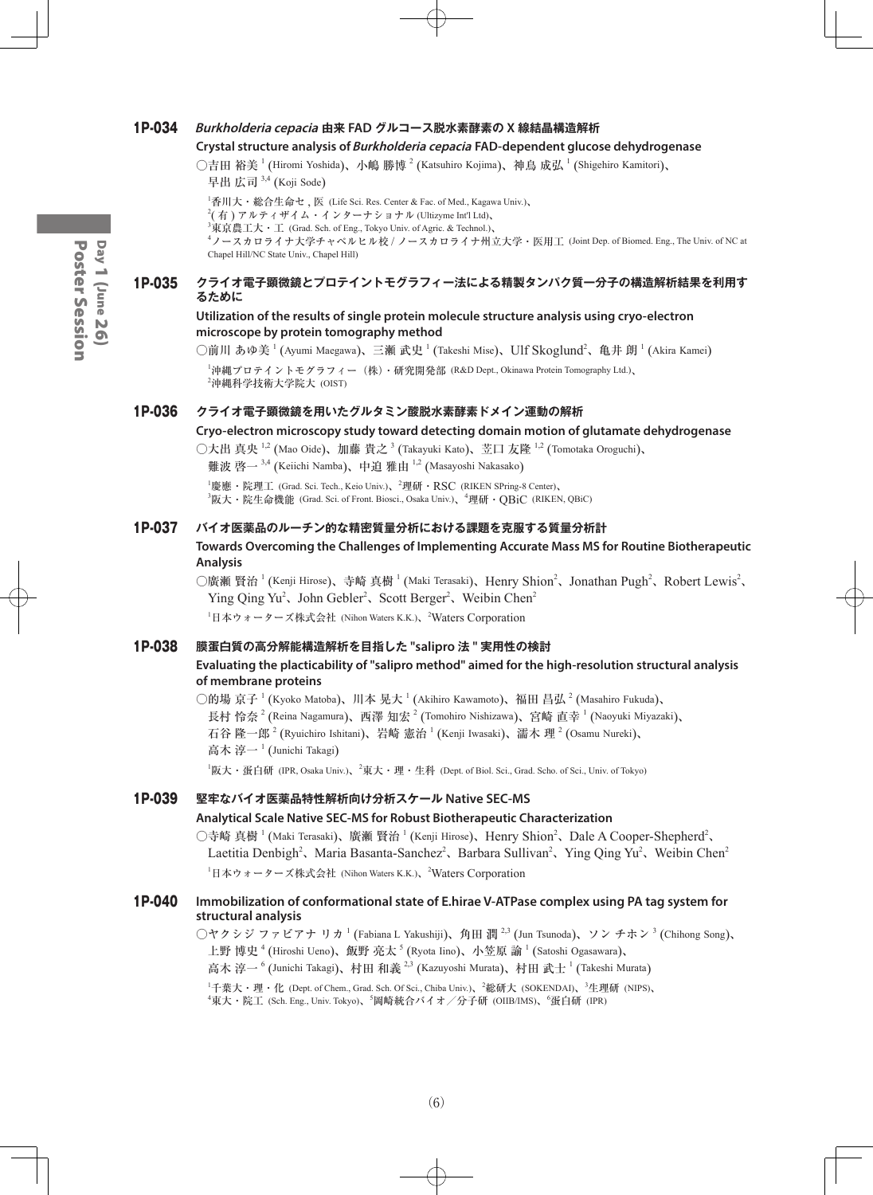### 1P-034 *Burkholderia cepacia* 由来 FAD グルコース脱水素酵素の X 線結晶構造解析

**Crystal structure analysis of *Burkholderia cepacia* FAD-dependent glucose dehydrogenase**

○吉田 裕美[1] (Hiromi Yoshida)、小嶋 勝博[2] (Katsuhiro Kojima)、神鳥 成弘[1] (Shigehiro Kamitori)、早出 広司[3,4] (Koji Sode)

[1]香川大・総合生命セ , 医 (Life Sci. Res. Center & Fac. of Med., Kagawa Univ.)、[2]( 有 ) アルティザイム・インターナショナル (Ultizyme Int'l Ltd)、[3]東京農工大・工 (Grad. Sch. of Eng., Tokyo Univ. of Agric. & Technol.)、[4]ノースカロライナ大学チャペルヒル校 / ノースカロライナ州立大学・医用工 (Joint Dep. of Biomed. Eng., The Univ. of NC at Chapel Hill/NC State Univ., Chapel Hill)

### 1P-035 クライオ電子顕微鏡とプロテイントモグラフィー法による精製タンパク質一分子の構造解析結果を利用するために

**Utilization of the results of single protein molecule structure analysis using cryo-electron microscope by protein tomography method**

○前川 あゆ美[1] (Ayumi Maegawa)、三瀬 武史[1] (Takeshi Mise)、Ulf Skoglund[2]、亀井 朗[1] (Akira Kamei)

[1]沖縄プロテイントモグラフィー（株）・研究開発部 (R&D Dept., Okinawa Protein Tomography Ltd.)、[2]沖縄科学技術大学院大 (OIST)

### 1P-036 クライオ電子顕微鏡を用いたグルタミン酸脱水素酵素ドメイン運動の解析

**Cryo-electron microscopy study toward detecting domain motion of glutamate dehydrogenase**

○大出 真央[1,2] (Mao Oide)、加藤 貴之[3] (Takayuki Kato)、苙口 友隆[1,2] (Tomotaka Oroguchi)、難波 啓一[3,4] (Keiichi Namba)、中迫 雅由[1,2] (Masayoshi Nakasako)

[1]慶應・院理工 (Grad. Sci. Tech., Keio Univ.)、[2]理研・RSC (RIKEN SPring-8 Center)、[3]阪大・院生命機能 (Grad. Sci. of Front. Biosci., Osaka Univ.)、[4]理研・QBiC (RIKEN, QBiC)

### 1P-037 バイオ医薬品のルーチン的な精密質量分析における課題を克服する質量分析計

**Towards Overcoming the Challenges of Implementing Accurate Mass MS for Routine Biotherapeutic Analysis**

○廣瀬 賢治[1] (Kenji Hirose)、寺崎 真樹[1] (Maki Terasaki)、Henry Shion[2]、Jonathan Pugh[2]、Robert Lewis[2]、Ying Qing Yu[2]、John Gebler[2]、Scott Berger[2]、Weibin Chen[2]

[1]日本ウォーターズ株式会社 (Nihon Waters K.K.)、[2]Waters Corporation

### 1P-038 膜蛋白質の高分解能構造解析を目指した "salipro 法 " 実用性の検討

**Evaluating the placticability of "salipro method" aimed for the high-resolution structural analysis of membrane proteins**

○的場 京子[1] (Kyoko Matoba)、川本 晃大[1] (Akihiro Kawamoto)、福田 昌弘[2] (Masahiro Fukuda)、長村 怜奈[2] (Reina Nagamura)、西澤 知宏[2] (Tomohiro Nishizawa)、宮崎 直幸[1] (Naoyuki Miyazaki)、石谷 隆一郎[2] (Ryuichiro Ishitani)、岩崎 憲治[1] (Kenji Iwasaki)、濡木 理[2] (Osamu Nureki)、高木 淳一[1] (Junichi Takagi)

[1]阪大・蛋白研 (IPR, Osaka Univ.)、[2]東大・理・生科 (Dept. of Biol. Sci., Grad. Scho. of Sci., Univ. of Tokyo)

### 1P-039 堅牢なバイオ医薬品特性解析向け分析スケール Native SEC-MS

**Analytical Scale Native SEC-MS for Robust Biotherapeutic Characterization**

○寺崎 真樹[1] (Maki Terasaki)、廣瀬 賢治[1] (Kenji Hirose)、Henry Shion[2]、Dale A Cooper-Shepherd[2]、Laetitia Denbigh[2]、Maria Basanta-Sanchez[2]、Barbara Sullivan[2]、Ying Qing Yu[2]、Weibin Chen[2]

[1]日本ウォーターズ株式会社 (Nihon Waters K.K.)、[2]Waters Corporation

### 1P-040 Immobilization of conformational state of E.hirae V-ATPase complex using PA tag system for structural analysis

○ヤクシジ ファビアナ リカ[1] (Fabiana L Yakushiji)、角田 潤[2,3] (Jun Tsunoda)、ソン チホン[3] (Chihong Song)、上野 博史[4] (Hiroshi Ueno)、飯野 亮太[5] (Ryota Iino)、小笠原 諭[1] (Satoshi Ogasawara)、高木 淳一[6] (Junichi Takagi)、村田 和義[2,3] (Kazuyoshi Murata)、村田 武士[1] (Takeshi Murata)

[1]千葉大・理・化 (Dept. of Chem., Grad. Sch. Of Sci., Chiba Univ.)、[2]総研大 (SOKENDAI)、[3]生理研 (NIPS)、[4]東大・院工 (Sch. Eng., Univ. Tokyo)、[5]岡崎統合バイオ／分子研 (OIIB/IMS)、[6]蛋白研 (IPR)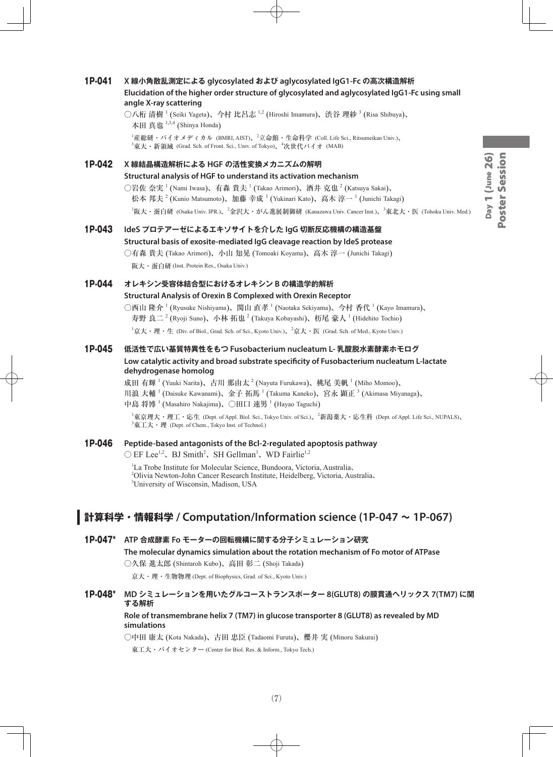**1P-041** **X 線小角散乱測定による glycosylated および aglycosylated IgG1-Fc の高次構造解析**

**Elucidation of the higher order structure of glycosylated and aglycosylated IgG1-Fc using small angle X-ray scattering**

○八桁 清樹 [1] (Seiki Yageta)、今村 比呂志 [1,2] (Hiroshi Imamura)、渋谷 理紗 [3] (Risa Shibuya)、本田 真也 [1,3,4] (Shinya Honda)

[1]産総研・バイオメディカル (BMRI, AIST)、[2]立命館・生命科学 (Coll. Life Sci., Ritsumeikan Univ.)、[3]東大・新領域 (Grad. Sch. of Front. Sci., Univ. of Tokyo)、[4]次世代バイオ (MAB)

**1P-042** **X 線結晶構造解析による HGF の活性変換メカニズムの解明**

**Structural analysis of HGF to understand its activation mechanism**

○岩佐 奈実 [1] (Nami Iwasa)、有森 貴夫 [1] (Takao Arimori)、酒井 克也 [2] (Katsuya Sakai)、松本 邦夫 [2] (Kunio Matsumoto)、加藤 幸成 [3] (Yukinari Kato)、高木 淳一 [1] (Junichi Takagi)

[1]阪大・蛋白研 (Osaka Univ. IPR.)、[2]金沢大・がん進展制御研 (Kanazawa Univ. Cancer Inst.)、[3]東北大・医 (Tohoku Univ. Med.)

**1P-043** **IdeS プロテアーゼによるエキソサイトを介した IgG 切断反応機構の構造基盤**

**Structural basis of exosite-mediated IgG cleavage reaction by IdeS protease**

○有森 貴夫 (Takao Arimori)、小山 知晃 (Tomoaki Koyama)、高木 淳一 (Junichi Takagi)

阪大・蛋白研 (Inst. Protein Res., Osaka Univ.)

**1P-044** **オレキシン受容体結合型におけるオレキシン B の構造学的解析**

**Structural Analysis of Orexin B Complexed with Orexin Receptor**

○西山 隆介 [1] (Ryusuke Nishiyama)、関山 直孝 [1] (Naotaka Sekiyama)、今村 香代 [1] (Kayo Imamura)、寿野 良二 [2] (Ryoji Suno)、小林 拓也 [2] (Takuya Kobayashi)、杤尾 豪人 [1] (Hidehito Tochio)

[1]京大・理・生 (Div. of Biol., Grad. Sch. of Sci., Kyoto Univ.)、[2]京大・医 (Grad. Sch. of Med., Kyoto Univ.)

**1P-045** **低活性で広い基質特異性をもつ Fusobacterium nucleatum L- 乳酸脱水素酵素ホモログ**

**Low catalytic activity and broad substrate specificity of Fusobacterium nucleatum L-lactate dehydrogenase homolog**

成田 有輝 [1] (Yuuki Narita)、古川 那由太 [2] (Nayuta Furukawa)、桃尾 美帆 [1] (Miho Momoo)、川浪 大輔 [1] (Daisuke Kawanami)、金子 拓馬 [1] (Takuma Kaneko)、宮永 顕正 [3] (Akimasa Miyanaga)、中島 将博 [1] (Masahiro Nakajima)、○田口 速男 [1] (Hayao Taguchi)

[1]東京理大・理工・応生 (Dept. of Appl. Biol. Sci., Tokyo Univ. of Sci.)、[2]新潟薬大・応生科 (Dept. of Appl. Life Sci., NUPALS)、[3]東工大・理 (Dept. of Chem., Tokyo Inst. of Technol.)

**1P-046** **Peptide-based antagonists of the Bcl-2-regulated apoptosis pathway**

○ EF Lee[1,2]、BJ Smith[2]、SH Gellman[3]、WD Fairlie[1,2]

[1]La Trobe Institute for Molecular Science, Bundoora, Victoria, Australia、[2]Olivia Newton-John Cancer Research Institute, Heidelberg, Victoria, Australia、[3]University of Wisconsin, Madison, USA

## 計算科学・情報科学 / Computation/Information science (1P-047 ～ 1P-067)

**1P-047*** **ATP 合成酵素 Fo モーターの回転機構に関する分子シミュレーション研究**

**The molecular dynamics simulation about the rotation mechanism of Fo motor of ATPase**

○久保 進太郎 (Shintaroh Kubo)、高田 彰二 (Shoji Takada)

京大・理・生物物理 (Dept. of Biophysics, Grad. of Sci., Kyoto Univ.)

**1P-048*** **MD シミュレーションを用いたグルコーストランスポーター 8(GLUT8) の膜貫通ヘリックス 7(TM7) に関する解析**

**Role of transmembrane helix 7 (TM7) in glucose transporter 8 (GLUT8) as revealed by MD simulations**

○中田 康太 (Kota Nakada)、古田 忠臣 (Tadaomi Furuta)、櫻井 実 (Minoru Sakurai)

東工大・バイオセンター (Center for Biol. Res. & Inform., Tokyo Tech.)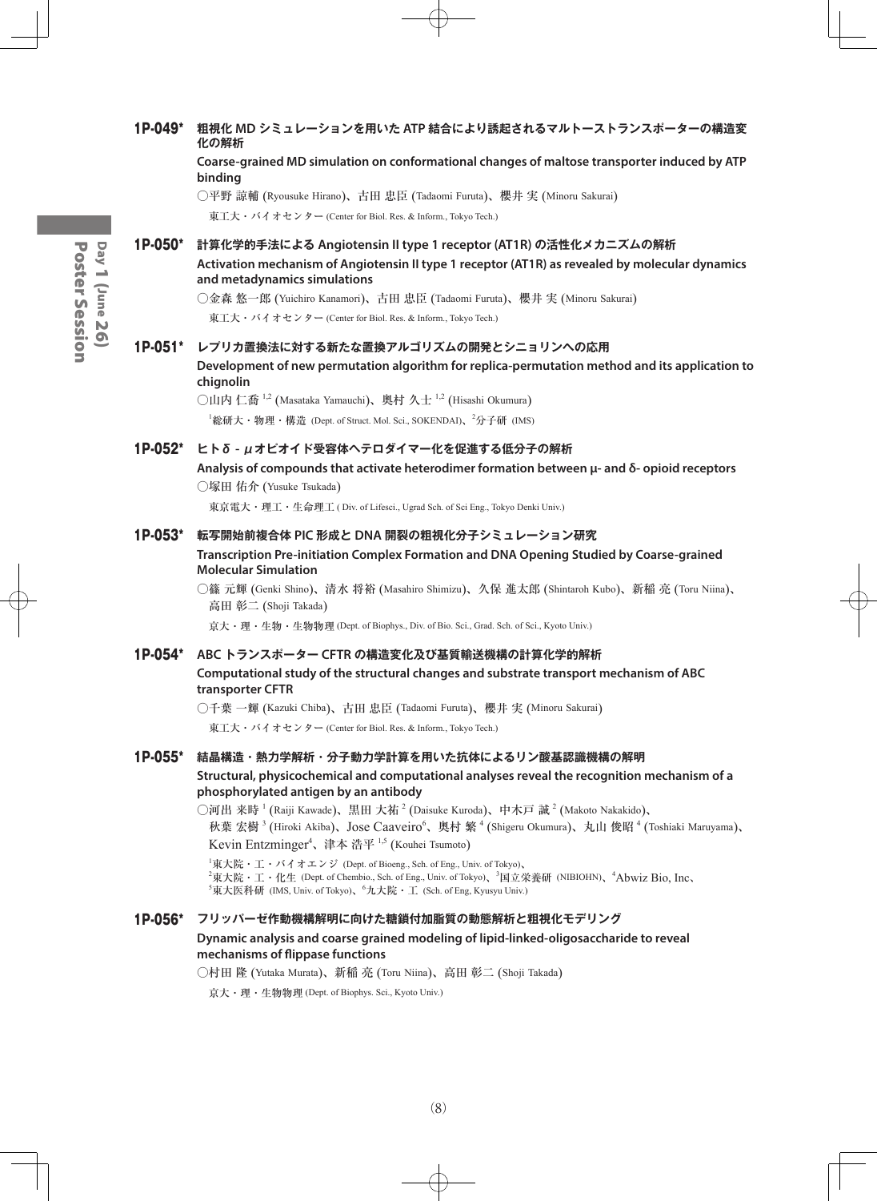### 1P-049* 粗視化 MD シミュレーションを用いた ATP 結合により誘起されるマルトーストランスポーターの構造変化の解析

**Coarse-grained MD simulation on conformational changes of maltose transporter induced by ATP binding**

○平野 諒輔 (Ryousuke Hirano)、古田 忠臣 (Tadaomi Furuta)、櫻井 実 (Minoru Sakurai)

東工大・バイオセンター (Center for Biol. Res. & Inform., Tokyo Tech.)

### 1P-050* 計算化学的手法による Angiotensin II type 1 receptor (AT1R) の活性化メカニズムの解析

**Activation mechanism of Angiotensin II type 1 receptor (AT1R) as revealed by molecular dynamics and metadynamics simulations**

○金森 悠一郎 (Yuichiro Kanamori)、古田 忠臣 (Tadaomi Furuta)、櫻井 実 (Minoru Sakurai)

東工大・バイオセンター (Center for Biol. Res. & Inform., Tokyo Tech.)

### 1P-051* レプリカ置換法に対する新たな置換アルゴリズムの開発とシニョリンへの応用

**Development of new permutation algorithm for replica-permutation method and its application to chignolin**

○山内 仁喬 [1,2] (Masataka Yamauchi)、奥村 久士 [1,2] (Hisashi Okumura)

[1]総研大・物理・構造 (Dept. of Struct. Mol. Sci., SOKENDAI)、[2]分子研 (IMS)

### 1P-052* ヒトδ - μオピオイド受容体ヘテロダイマー化を促進する低分子の解析

**Analysis of compounds that activate heterodimer formation between μ- and δ- opioid receptors**

○塚田 佑介 (Yusuke Tsukada)

東京電大・理工・生命理工 ( Div. of Lifesci., Ugrad Sch. of Sci Eng., Tokyo Denki Univ.)

### 1P-053* 転写開始前複合体 PIC 形成と DNA 開裂の粗視化分子シミュレーション研究

**Transcription Pre-initiation Complex Formation and DNA Opening Studied by Coarse-grained Molecular Simulation**

○篠 元輝 (Genki Shino)、清水 将裕 (Masahiro Shimizu)、久保 進太郎 (Shintaroh Kubo)、新稲 亮 (Toru Niina)、高田 彰二 (Shoji Takada)

京大・理・生物・生物物理 (Dept. of Biophys., Div. of Bio. Sci., Grad. Sch. of Sci., Kyoto Univ.)

### 1P-054* ABC トランスポーター CFTR の構造変化及び基質輸送機構の計算化学的解析

**Computational study of the structural changes and substrate transport mechanism of ABC transporter CFTR**

○千葉 一輝 (Kazuki Chiba)、古田 忠臣 (Tadaomi Furuta)、櫻井 実 (Minoru Sakurai)

東工大・バイオセンター (Center for Biol. Res. & Inform., Tokyo Tech.)

### 1P-055* 結晶構造・熱力学解析・分子動力学計算を用いた抗体によるリン酸基認識機構の解明

**Structural, physicochemical and computational analyses reveal the recognition mechanism of a phosphorylated antigen by an antibody**

○河出 来時 [1] (Raiji Kawade)、黒田 大祐 [2] (Daisuke Kuroda)、中木戸 誠 [2] (Makoto Nakakido)、秋葉 宏樹 [3] (Hiroki Akiba)、Jose Caaveiro[6]、奥村 繁 [4] (Shigeru Okumura)、丸山 俊昭 [4] (Toshiaki Maruyama)、Kevin Entzminger[4]、津本 浩平 [1,5] (Kouhei Tsumoto)

[1]東大院・工・バイオエンジ (Dept. of Bioeng., Sch. of Eng., Univ. of Tokyo)、[2]東大院・工・化生 (Dept. of Chembio., Sch. of Eng., Univ. of Tokyo)、[3]国立栄養研 (NIBIOHN)、[4]Abwiz Bio, Inc、[5]東大医科研 (IMS, Univ. of Tokyo)、[6]九大院・工 (Sch. of Eng, Kyusyu Univ.)

### 1P-056* フリッパーゼ作動機構解明に向けた糖鎖付加脂質の動態解析と粗視化モデリング

**Dynamic analysis and coarse grained modeling of lipid-linked-oligosaccharide to reveal mechanisms of flippase functions**

○村田 隆 (Yutaka Murata)、新稲 亮 (Toru Niina)、高田 彰二 (Shoji Takada)

京大・理・生物物理 (Dept. of Biophys. Sci., Kyoto Univ.)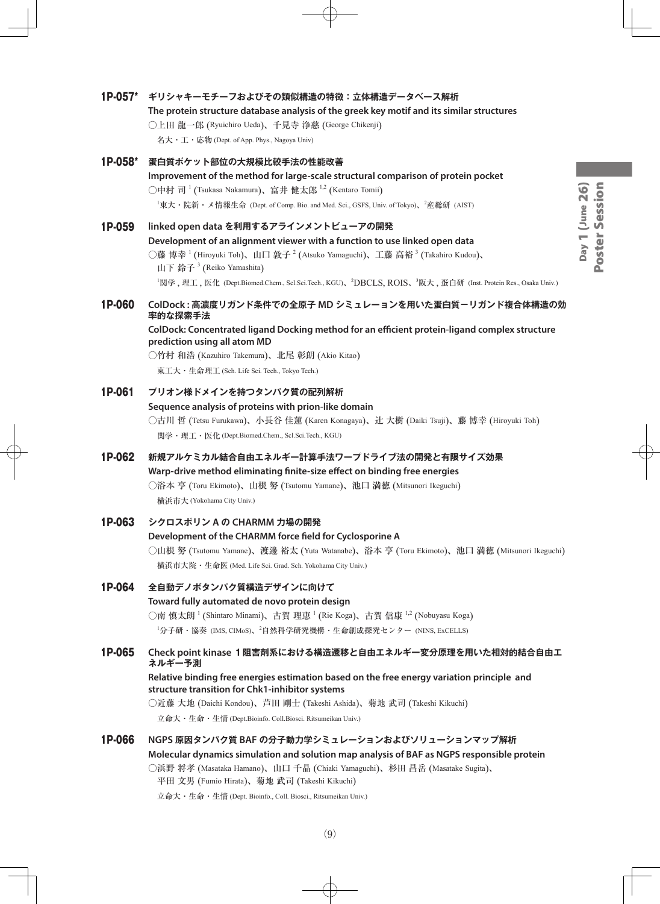**1P-057*** **ギリシャキーモチーフおよびその類似構造の特徴：立体構造データベース解析**

**The protein structure database analysis of the greek key motif and its similar structures**

○上田 龍一郎 (Ryuichiro Ueda)、千見寺 浄慈 (George Chikenji)

名大・工・応物 (Dept. of App. Phys., Nagoya Univ)

**1P-058*** **蛋白質ポケット部位の大規模比較手法の性能改善**

**Improvement of the method for large-scale structural comparison of protein pocket**

○中村 司[1] (Tsukasa Nakamura)、富井 健太郎[1,2] (Kentaro Tomii)

[1]東大・院新・メ情報生命 (Dept. of Comp. Bio. and Med. Sci., GSFS, Univ. of Tokyo)、[2]産総研 (AIST)

**1P-059** **linked open data を利用するアラインメントビューアの開発**

**Development of an alignment viewer with a function to use linked open data**

○藤 博幸[1] (Hiroyuki Toh)、山口 敦子[2] (Atsuko Yamaguchi)、工藤 高裕[3] (Takahiro Kudou)、山下 鈴子[3] (Reiko Yamashita)

[1]関学 , 理工 , 医化 (Dept.Biomed.Chem., Scl.Sci.Tech., KGU)、[2]DBCLS, ROIS、[3]阪大 , 蛋白研 (Inst. Protein Res., Osaka Univ.)

**1P-060** **ColDock : 高濃度リガンド条件での全原子 MD シミュレーションを用いた蛋白質－リガンド複合体構造の効率的な探索手法**

**ColDock: Concentrated ligand Docking method for an efficient protein-ligand complex structure prediction using all atom MD**

○竹村 和浩 (Kazuhiro Takemura)、北尾 彰朗 (Akio Kitao)

東工大・生命理工 (Sch. Life Sci. Tech., Tokyo Tech.)

**1P-061** **プリオン様ドメインを持つタンパク質の配列解析**

**Sequence analysis of proteins with prion-like domain**

○古川 哲 (Tetsu Furukawa)、小長谷 佳蓮 (Karen Konagaya)、辻 大樹 (Daiki Tsuji)、藤 博幸 (Hiroyuki Toh)

関学・理工・医化 (Dept.Biomed.Chem., Scl.Sci.Tech., KGU)

**1P-062** **新規アルケミカル結合自由エネルギー計算手法ワープドライブ法の開発と有限サイズ効果**

**Warp-drive method eliminating finite-size effect on binding free energies**

○浴本 亨 (Toru Ekimoto)、山根 努 (Tsutomu Yamane)、池口 満徳 (Mitsunori Ikeguchi)

横浜市大 (Yokohama City Univ.)

**1P-063** **シクロスポリン A の CHARMM 力場の開発**

**Development of the CHARMM force field for Cyclosporine A**

○山根 努 (Tsutomu Yamane)、渡邊 裕太 (Yuta Watanabe)、浴本 亨 (Toru Ekimoto)、池口 満徳 (Mitsunori Ikeguchi)

横浜市大院・生命医 (Med. Life Sci. Grad. Sch. Yokohama City Univ.)

**1P-064** **全自動デノボタンパク質構造デザインに向けて**

**Toward fully automated de novo protein design**

○南 慎太朗[1] (Shintaro Minami)、古賀 理恵[1] (Rie Koga)、古賀 信康[1,2] (Nobuyasu Koga)

[1]分子研・協奏 (IMS, CIMoS)、[2]自然科学研究機構・生命創成探究センター (NINS, ExCELLS)

**1P-065** **Check point kinase 1 阻害剤系における構造遷移と自由エネルギー変分原理を用いた相対的結合自由エネルギー予測**

**Relative binding free energies estimation based on the free energy variation principle and structure transition for Chk1-inhibitor systems**

○近藤 大地 (Daichi Kondou)、芦田 剛士 (Takeshi Ashida)、菊地 武司 (Takeshi Kikuchi)

立命大・生命・生情 (Dept.Bioinfo. Coll.Biosci. Ritsumeikan Univ.)

**1P-066** **NGPS 原因タンパク質 BAF の分子動力学シミュレーションおよびソリューションマップ解析**

**Molecular dynamics simulation and solution map analysis of BAF as NGPS responsible protein**

○浜野 将孝 (Masataka Hamano)、山口 千晶 (Chiaki Yamaguchi)、杉田 昌岳 (Masatake Sugita)、平田 文男 (Fumio Hirata)、菊地 武司 (Takeshi Kikuchi)

立命大・生命・生情 (Dept. Bioinfo., Coll. Biosci., Ritsumeikan Univ.)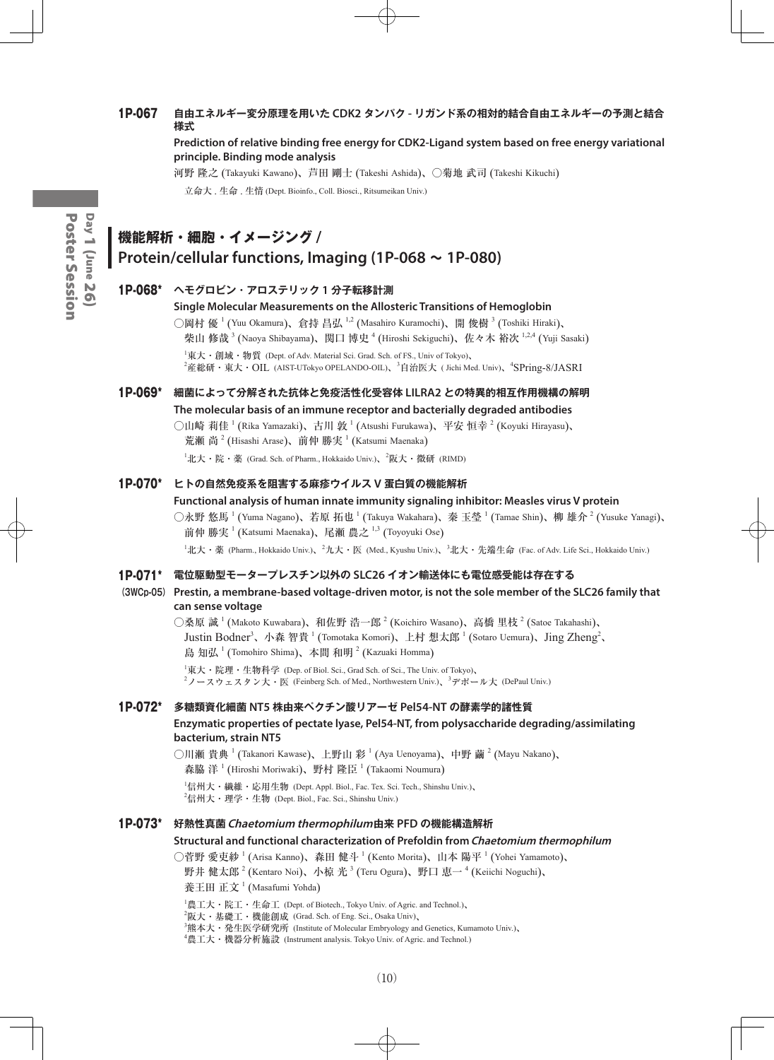**1P-067** 自由エネルギー変分原理を用いた CDK2 タンパク - リガンド系の相対的結合自由エネルギーの予測と結合様式

**Prediction of relative binding free energy for CDK2-Ligand system based on free energy variational principle. Binding mode analysis**

河野 隆之 (Takayuki Kawano)、芦田 剛士 (Takeshi Ashida)、○菊地 武司 (Takeshi Kikuchi)

立命大 . 生命 . 生情 (Dept. Bioinfo., Coll. Biosci., Ritsumeikan Univ.)

## 機能解析・細胞・イメージング / Protein/cellular functions, Imaging (1P-068 ～ 1P-080)

**1P-068*** ヘモグロビン・アロステリック 1 分子転移計測

**Single Molecular Measurements on the Allosteric Transitions of Hemoglobin**

○岡村 優[1] (Yuu Okamura)、倉持 昌弘[1,2] (Masahiro Kuramochi)、開 俊樹[3] (Toshiki Hiraki)、柴山 修哉[3] (Naoya Shibayama)、関口 博史[4] (Hiroshi Sekiguchi)、佐々木 裕次[1,2,4] (Yuji Sasaki)

[1]東大・創域・物質 (Dept. of Adv. Material Sci. Grad. Sch. of FS., Univ of Tokyo)、[2]産総研・東大・OIL (AIST-UTokyo OPELANDO-OIL)、[3]自治医大 ( Jichi Med. Univ)、[4]SPring-8/JASRI

**1P-069*** 細菌によって分解された抗体と免疫活性化受容体 LILRA2 との特異的相互作用機構の解明

**The molecular basis of an immune receptor and bacterially degraded antibodies**

○山崎 莉佳[1] (Rika Yamazaki)、古川 敦[1] (Atsushi Furukawa)、平安 恒幸[2] (Koyuki Hirayasu)、荒瀬 尚[2] (Hisashi Arase)、前仲 勝実[1] (Katsumi Maenaka)

[1]北大・院・薬 (Grad. Sch. of Pharm., Hokkaido Univ.)、[2]阪大・微研 (RIMD)

**1P-070*** ヒトの自然免疫系を阻害する麻疹ウイルス V 蛋白質の機能解析

**Functional analysis of human innate immunity signaling inhibitor: Measles virus V protein**

○永野 悠馬[1] (Yuma Nagano)、若原 拓也[1] (Takuya Wakahara)、秦 玉瑩[1] (Tamae Shin)、柳 雄介[2] (Yusuke Yanagi)、前仲 勝実[1] (Katsumi Maenaka)、尾瀬 農之[1,3] (Toyoyuki Ose)

[1]北大・薬 (Pharm., Hokkaido Univ.)、[2]九大・医 (Med., Kyushu Univ.)、[3]北大・先端生命 (Fac. of Adv. Life Sci., Hokkaido Univ.)

**1P-071*** (3WCp-05) 電位駆動型モータープレスチン以外の SLC26 イオン輸送体にも電位感受能は存在する

**Prestin, a membrane-based voltage-driven motor, is not the sole member of the SLC26 family that can sense voltage**

○桑原 誠[1] (Makoto Kuwabara)、和佐野 浩一郎[2] (Koichiro Wasano)、高橋 里枝[2] (Satoe Takahashi)、Justin Bodner[3]、小森 智貴[1] (Tomotaka Komori)、上村 想太郎[1] (Sotaro Uemura)、Jing Zheng[2]、島 知弘[1] (Tomohiro Shima)、本間 和明[2] (Kazuaki Homma)

[1]東大・院理・生物科学 (Dep. of Biol. Sci., Grad Sch. of Sci., The Univ. of Tokyo)、[2]ノースウェスタン大・医 (Feinberg Sch. of Med., Northwestern Univ.)、[3]デポール大 (DePaul Univ.)

**1P-072*** 多糖類資化細菌 NT5 株由来ペクチン酸リアーゼ Pel54-NT の酵素学的諸性質

**Enzymatic properties of pectate lyase, Pel54-NT, from polysaccharide degrading/assimilating bacterium, strain NT5**

○川瀬 貴典[1] (Takanori Kawase)、上野山 彩[1] (Aya Uenoyama)、中野 繭[2] (Mayu Nakano)、森脇 洋[1] (Hiroshi Moriwaki)、野村 隆臣[1] (Takaomi Noumura)

[1]信州大・繊維・応用生物 (Dept. Appl. Biol., Fac. Tex. Sci. Tech., Shinshu Univ.)、[2]信州大・理学・生物 (Dept. Biol., Fac. Sci., Shinshu Univ.)

**1P-073*** 好熱性真菌 *Chaetomium thermophilum* 由来 PFD の機能構造解析

**Structural and functional characterization of Prefoldin from *Chaetomium thermophilum***

○菅野 愛吏紗[1] (Arisa Kanno)、森田 健斗[1] (Kento Morita)、山本 陽平[1] (Yohei Yamamoto)、野井 健太郎[2] (Kentaro Noi)、小椋 光[3] (Teru Ogura)、野口 恵一[4] (Keiichi Noguchi)、養王田 正文[1] (Masafumi Yohda)

[1]農工大・院工・生命工 (Dept. of Biotech., Tokyo Univ. of Agric. and Technol.)、[2]阪大・基礎工・機能創成 (Grad. Sch. of Eng. Sci., Osaka Univ)、[3]熊本大・発生医学研究所 (Institute of Molecular Embryology and Genetics, Kumamoto Univ.)、[4]農工大・機器分析施設 (Instrument analysis. Tokyo Univ. of Agric. and Technol.)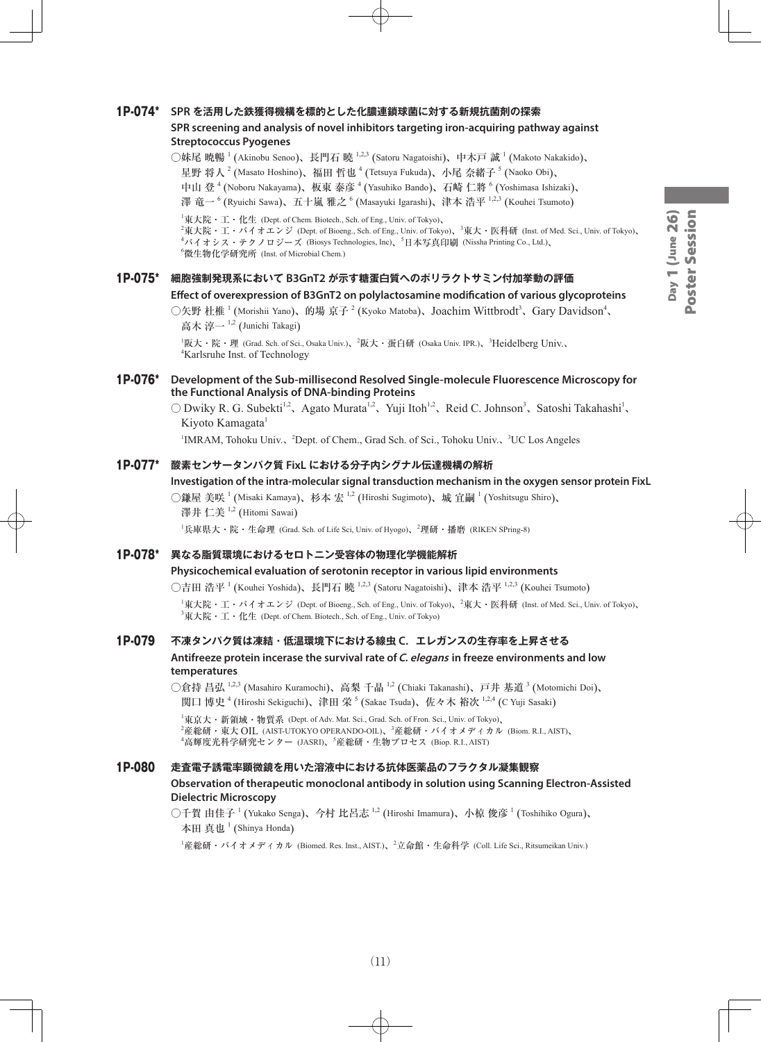### 1P-074* SPR を活用した鉄獲得機構を標的とした化膿連鎖球菌に対する新規抗菌剤の探索

**SPR screening and analysis of novel inhibitors targeting iron-acquiring pathway against Streptococcus Pyogenes**

○妹尾 暁暢[1] (Akinobu Senoo)、長門石 曉[1,2,3] (Satoru Nagatoishi)、中木戸 誠[1] (Makoto Nakakido)、星野 将人[2] (Masato Hoshino)、福田 哲也[4] (Tetsuya Fukuda)、小尾 奈緒子[5] (Naoko Obi)、中山 登[4] (Noboru Nakayama)、板東 泰彦[4] (Yasuhiko Bando)、石崎 仁將[6] (Yoshimasa Ishizaki)、澤 竜一[6] (Ryuichi Sawa)、五十嵐 雅之[6] (Masayuki Igarashi)、津本 浩平[1,2,3] (Kouhei Tsumoto)

[1]東大院・工・化生 (Dept. of Chem. Biotech., Sch. of Eng., Univ. of Tokyo)、[2]東大院・工・バイオエンジ (Dept. of Bioeng., Sch. of Eng., Univ. of Tokyo)、[3]東大・医科研 (Inst. of Med. Sci., Univ. of Tokyo)、[4]バイオシス・テクノロジーズ (Biosys Technologies, Inc)、[5]日本写真印刷 (Nissha Printing Co., Ltd.)、[6]微生物化学研究所 (Inst. of Microbial Chem.)

### 1P-075* 細胞強制発現系において B3GnT2 が示す糖蛋白質へのポリラクトサミン付加挙動の評価

**Effect of overexpression of B3GnT2 on polylactosamine modification of various glycoproteins**

○矢野 杜椎[1] (Morishii Yano)、的場 京子[2] (Kyoko Matoba)、Joachim Wittbrodt[3]、Gary Davidson[4]、高木 淳一[1,2] (Junichi Takagi)

[1]阪大・院・理 (Grad. Sch. of Sci., Osaka Univ.)、[2]阪大・蛋白研 (Osaka Univ. IPR.)、[3]Heidelberg Univ.、[4]Karlsruhe Inst. of Technology

### 1P-076* Development of the Sub-millisecond Resolved Single-molecule Fluorescence Microscopy for the Functional Analysis of DNA-binding Proteins

○ Dwiky R. G. Subekti[1,2]、Agato Murata[1,2]、Yuji Itoh[1,2]、Reid C. Johnson[3]、Satoshi Takahashi[1]、Kiyoto Kamagata[1]

[1]IMRAM, Tohoku Univ.、[2]Dept. of Chem., Grad Sch. of Sci., Tohoku Univ.、[3]UC Los Angeles

### 1P-077* 酸素センサータンパク質 FixL における分子内シグナル伝達機構の解析

**Investigation of the intra-molecular signal transduction mechanism in the oxygen sensor protein FixL**

○鎌屋 美咲[1] (Misaki Kamaya)、杉本 宏[1,2] (Hiroshi Sugimoto)、城 宜嗣[1] (Yoshitsugu Shiro)、澤井 仁美[1,2] (Hitomi Sawai)

[1]兵庫県大・院・生命理 (Grad. Sch. of Life Sci, Univ. of Hyogo)、[2]理研・播磨 (RIKEN SPring-8)

### 1P-078* 異なる脂質環境におけるセロトニン受容体の物理化学機能解析

**Physicochemical evaluation of serotonin receptor in various lipid environments**

○吉田 浩平[1] (Kouhei Yoshida)、長門石 曉[1,2,3] (Satoru Nagatoishi)、津本 浩平[1,2,3] (Kouhei Tsumoto)

[1]東大院・工・バイオエンジ (Dept. of Bioeng., Sch. of Eng., Univ. of Tokyo)、[2]東大・医科研 (Inst. of Med. Sci., Univ. of Tokyo)、[3]東大院・工・化生 (Dept. of Chem. Biotech., Sch. of Eng., Univ. of Tokyo)

### 1P-079 不凍タンパク質は凍結・低温環境下における線虫 C. エレガンスの生存率を上昇させる

**Antifreeze protein incerase the survival rate of *C. elegans* in freeze environments and low temperatures**

○倉持 昌弘[1,2,3] (Masahiro Kuramochi)、高梨 千晶[1,2] (Chiaki Takanashi)、戸井 基道[3] (Motomichi Doi)、関口 博史[4] (Hiroshi Sekiguchi)、津田 栄[5] (Sakae Tsuda)、佐々木 裕次[1,2,4] (C Yuji Sasaki)

[1]東京大・新領域・物質系 (Dept. of Adv. Mat. Sci., Grad. Sch. of Fron. Sci., Univ. of Tokyo)、[2]産総研・東大 OIL (AIST-UTOKYO OPERANDO-OIL)、[3]産総研・バイオメディカル (Biom. R.I., AIST)、[4]高輝度光科学研究センター (JASRI)、[5]産総研・生物プロセス (Biop. R.I., AIST)

### 1P-080 走査電子誘電率顕微鏡を用いた溶液中における抗体医薬品のフラクタル凝集観察

**Observation of therapeutic monoclonal antibody in solution using Scanning Electron-Assisted Dielectric Microscopy**

○千賀 由佳子[1] (Yukako Senga)、今村 比呂志[1,2] (Hiroshi Imamura)、小椋 俊彦[1] (Toshihiko Ogura)、本田 真也[1] (Shinya Honda)

[1]産総研・バイオメディカル (Biomed. Res. Inst., AIST.)、[2]立命館・生命科学 (Coll. Life Sci., Ritsumeikan Univ.)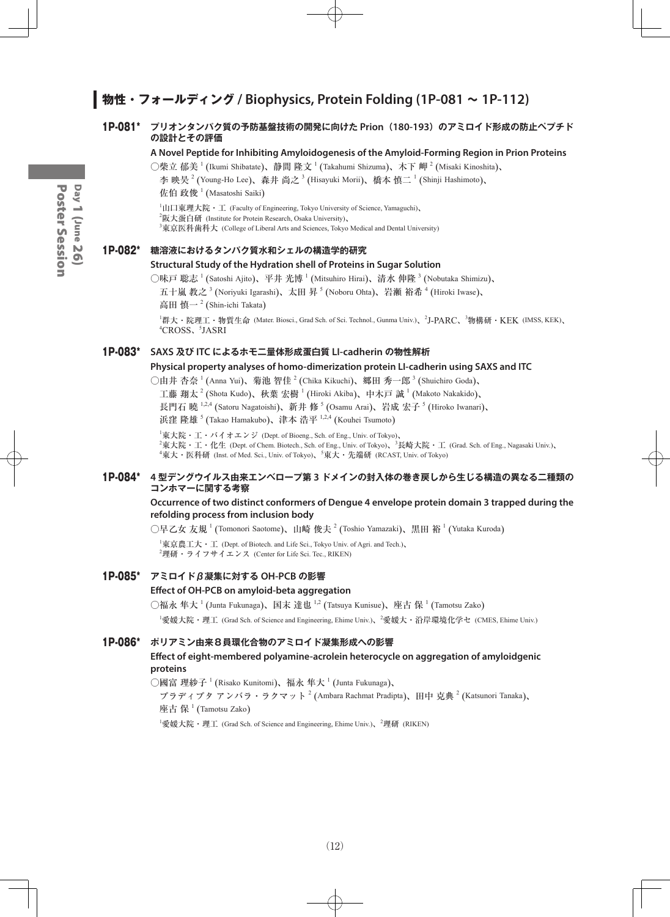## 物性・フォールディング / Biophysics, Protein Folding (1P-081 ～ 1P-112)

### 1P-081* プリオンタンパク質の予防基盤技術の開発に向けた Prion（180-193）のアミロイド形成の防止ペプチドの設計とその評価

**A Novel Peptide for Inhibiting Amyloidogenesis of the Amyloid-Forming Region in Prion Proteins**

○柴立 郁美[1] (Ikumi Shibatate)、静間 隆文[1] (Takahumi Shizuma)、木下 岬[2] (Misaki Kinoshita)、李 映昊[2] (Young-Ho Lee)、森井 尚之[3] (Hisayuki Morii)、橋本 慎二[1] (Shinji Hashimoto)、佐伯 政俊[1] (Masatoshi Saiki)

[1]山口東理大院・工 (Faculty of Engineering, Tokyo University of Science, Yamaguchi)、[2]阪大蛋白研 (Institute for Protein Research, Osaka University)、[3]東京医科歯科大 (College of Liberal Arts and Sciences, Tokyo Medical and Dental University)

### 1P-082* 糖溶液におけるタンパク質水和シェルの構造学的研究

**Structural Study of the Hydration shell of Proteins in Sugar Solution**

○味戸 聡志[1] (Satoshi Ajito)、平井 光博[1] (Mitsuhiro Hirai)、清水 伸隆[3] (Nobutaka Shimizu)、五十嵐 教之[3] (Noriyuki Igarashi)、太田 昇[5] (Noboru Ohta)、岩瀬 裕希[4] (Hiroki Iwase)、高田 慎一[2] (Shin-ichi Takata)

[1]群大・院理工・物質生命 (Mater. Biosci., Grad Sch. of Sci. Technol., Gunma Univ.)、[2]J-PARC、[3]物構研・KEK (IMSS, KEK)、[4]CROSS、[5]JASRI

### 1P-083* SAXS 及び ITC によるホモ二量体形成蛋白質 LI-cadherin の物性解析

**Physical property analyses of homo-dimerization protein LI-cadherin using SAXS and ITC**

○由井 杏奈[1] (Anna Yui)、菊池 智佳[2] (Chika Kikuchi)、郷田 秀一郎[3] (Shuichiro Goda)、工藤 翔太[2] (Shota Kudo)、秋葉 宏樹[1] (Hiroki Akiba)、中木戸 誠[1] (Makoto Nakakido)、長門石 曉[1,2,4] (Satoru Nagatoishi)、新井 修[5] (Osamu Arai)、岩成 宏子[5] (Hiroko Iwanari)、浜窪 隆雄[5] (Takao Hamakubo)、津本 浩平[1,2,4] (Kouhei Tsumoto)

[1]東大院・工・バイオエンジ (Dept. of Bioeng., Sch. of Eng., Univ. of Tokyo)、[2]東大院・工・化生 (Dept. of Chem. Biotech., Sch. of Eng., Univ. of Tokyo)、[3]長崎大院・工 (Grad. Sch. of Eng., Nagasaki Univ.)、[4]東大・医科研 (Inst. of Med. Sci., Univ. of Tokyo)、[5]東大・先端研 (RCAST, Univ. of Tokyo)

### 1P-084* 4 型デングウイルス由来エンベロープ第 3 ドメインの封入体の巻き戻しから生じる構造の異なる二種類のコンホマーに関する考察

**Occurrence of two distinct conformers of Dengue 4 envelope protein domain 3 trapped during the refolding process from inclusion body**

○早乙女 友規[1] (Tomonori Saotome)、山崎 俊夫[2] (Toshio Yamazaki)、黒田 裕[1] (Yutaka Kuroda)

[1]東京農工大・工 (Dept. of Biotech. and Life Sci., Tokyo Univ. of Agri. and Tech.)、[2]理研・ライフサイエンス (Center for Life Sci. Tec., RIKEN)

### 1P-085* アミロイドβ凝集に対する OH-PCB の影響

**Effect of OH-PCB on amyloid-beta aggregation**

○福永 隼大[1] (Junta Fukunaga)、国末 達也[1,2] (Tatsuya Kunisue)、座古 保[1] (Tamotsu Zako)

[1]愛媛大院・理工 (Grad Sch. of Science and Engineering, Ehime Univ.)、[2]愛媛大・沿岸環境化学セ (CMES, Ehime Univ.)

### 1P-086* ポリアミン由来８員環化合物のアミロイド凝集形成への影響

**Effect of eight-membered polyamine-acrolein heterocycle on aggregation of amyloidgenic proteins**

○國富 理紗子[1] (Risako Kunitomi)、福永 隼大[1] (Junta Fukunaga)、プラディプタ アンバラ・ラクマット[2] (Ambara Rachmat Pradipta)、田中 克典[2] (Katsunori Tanaka)、座古 保[1] (Tamotsu Zako)

[1]愛媛大院・理工 (Grad Sch. of Science and Engineering, Ehime Univ.)、[2]理研 (RIKEN)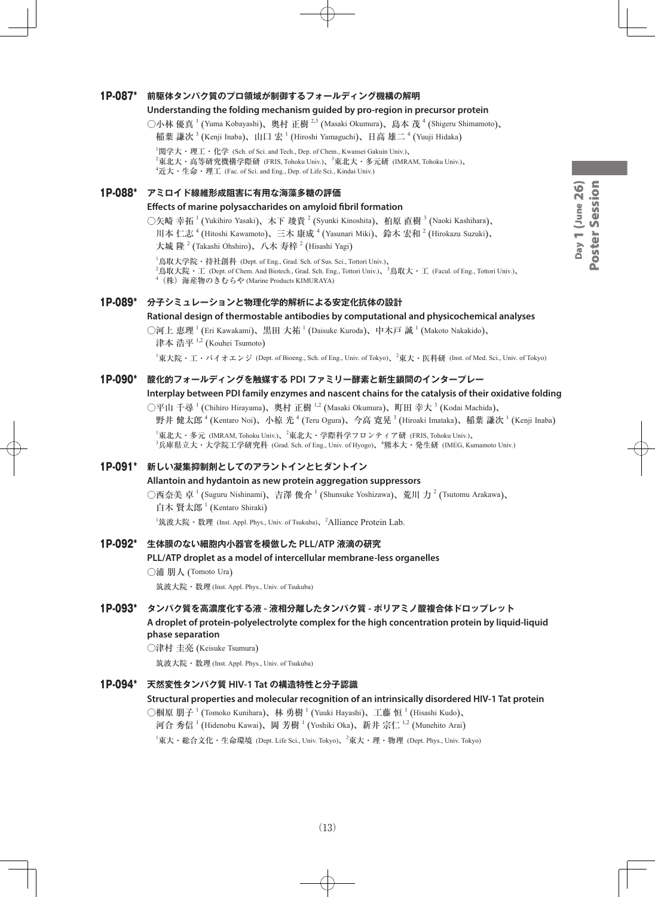## 1P-087* 前駆体タンパク質のプロ領域が制御するフォールディング機構の解明

**Understanding the folding mechanism guided by pro-region in precursor protein**

○小林 優真[1] (Yuma Kobayashi)、奥村 正樹[2,3] (Masaki Okumura)、島本 茂[4] (Shigeru Shimamoto)、稲葉 謙次[3] (Kenji Inaba)、山口 宏[1] (Hiroshi Yamaguchi)、日高 雄二[4] (Yuuji Hidaka)

[1]関学大・理工・化学 (Sch. of Sci. and Tech., Dep. of Chem., Kwansei Gakuin Univ.)、[2]東北大・高等研究機構学際研 (FRIS, Tohoku Univ.)、[3]東北大・多元研 (IMRAM, Tohoku Univ.)、[4]近大・生命・理工 (Fac. of Sci. and Eng., Dep. of Life Sci., Kindai Univ.)

## 1P-088* アミロイド線維形成阻害に有用な海藻多糖の評価

**Effects of marine polysaccharides on amyloid fibril formation**

○矢崎 幸拓[1] (Yukihiro Yasaki)、木下 竣貴[2] (Syunki Kinoshita)、柏原 直樹[3] (Naoki Kashihara)、川本 仁志[4] (Hitoshi Kawamoto)、三木 康成[4] (Yasunari Miki)、鈴木 宏和[2] (Hirokazu Suzuki)、大城 隆[2] (Takashi Ohshiro)、八木 寿梓[2] (Hisashi Yagi)

[1]鳥取大学院・持社創科 (Dept. of Eng., Grad. Sch. of Sus. Sci., Tottori Univ.)、[2]鳥取大院・工 (Dept. of Chem. And Biotech., Grad. Sch. Eng., Tottori Univ.)、[3]鳥取大・工 (Facul. of Eng., Tottori Univ.)、[4]（株）海産物のきむらや (Marine Products KIMURAYA)

## 1P-089* 分子シミュレーションと物理化学的解析による安定化抗体の設計

**Rational design of thermostable antibodies by computational and physicochemical analyses**

○河上 恵理[1] (Eri Kawakami)、黒田 大祐[1] (Daisuke Kuroda)、中木戸 誠[1] (Makoto Nakakido)、津本 浩平[1,2] (Kouhei Tsumoto)

[1]東大院・工・バイオエンジ (Dept. of Bioeng., Sch. of Eng., Univ. of Tokyo)、[2]東大・医科研 (Inst. of Med. Sci., Univ. of Tokyo)

## 1P-090* 酸化的フォールディングを触媒する PDI ファミリー酵素と新生鎖間のインタープレー

**Interplay between PDI family enzymes and nascent chains for the catalysis of their oxidative folding**

○平山 千尋[1] (Chihiro Hirayama)、奥村 正樹[1,2] (Masaki Okumura)、町田 幸大[3] (Kodai Machida)、野井 健太郎[4] (Kentaro Noi)、小椋 光[4] (Teru Ogura)、今高 寛晃[3] (Hiroaki Imataka)、稲葉 謙次[1] (Kenji Inaba)

[1]東北大・多元 (IMRAM, Tohoku Univ.)、[2]東北大・学際科学フロンティア研 (FRIS, Tohoku Univ.)、[3]兵庫県立大・大学院工学研究科 (Grad. Sch. of Eng., Univ. of Hyogo)、[4]熊本大・発生研 (IMEG, Kumamoto Univ.)

## 1P-091* 新しい凝集抑制剤としてのアラントインとヒダントイン

**Allantoin and hydantoin as new protein aggregation suppressors**

○西奈美 卓[1] (Suguru Nishinami)、吉澤 俊介[1] (Shunsuke Yoshizawa)、荒川 力[2] (Tsutomu Arakawa)、白木 賢太郎[1] (Kentaro Shiraki)

[1]筑波大院・数理 (Inst. Appl. Phys., Univ. of Tsukuba)、[2]Alliance Protein Lab.

## 1P-092* 生体膜のない細胞内小器官を模倣した PLL/ATP 液滴の研究

**PLL/ATP droplet as a model of intercellular membrane-less organelles**

○浦 朋人 (Tomoto Ura)

筑波大院・数理 (Inst. Appl. Phys., Univ. of Tsukuba)

## 1P-093* タンパク質を高濃度化する液 - 液相分離したタンパク質 - ポリアミノ酸複合体ドロップレット

**A droplet of protein-polyelectrolyte complex for the high concentration protein by liquid-liquid phase separation**

○津村 圭亮 (Keisuke Tsumura)

筑波大院・数理 (Inst. Appl. Phys., Univ. of Tsukuba)

## 1P-094* 天然変性タンパク質 HIV-1 Tat の構造特性と分子認識

**Structural properties and molecular recognition of an intrinsically disordered HIV-1 Tat protein**

○國原 朋子[1] (Tomoko Kunihara)、林 勇樹[1] (Yuuki Hayashi)、工藤 恒[1] (Hisashi Kudo)、河合 秀信[1] (Hidenobu Kawai)、岡 芳樹[1] (Yoshiki Oka)、新井 宗仁[1,2] (Munehito Arai)

[1]東大・総合文化・生命環境 (Dept. Life Sci., Univ. Tokyo)、[2]東大・理・物理 (Dept. Phys., Univ. Tokyo)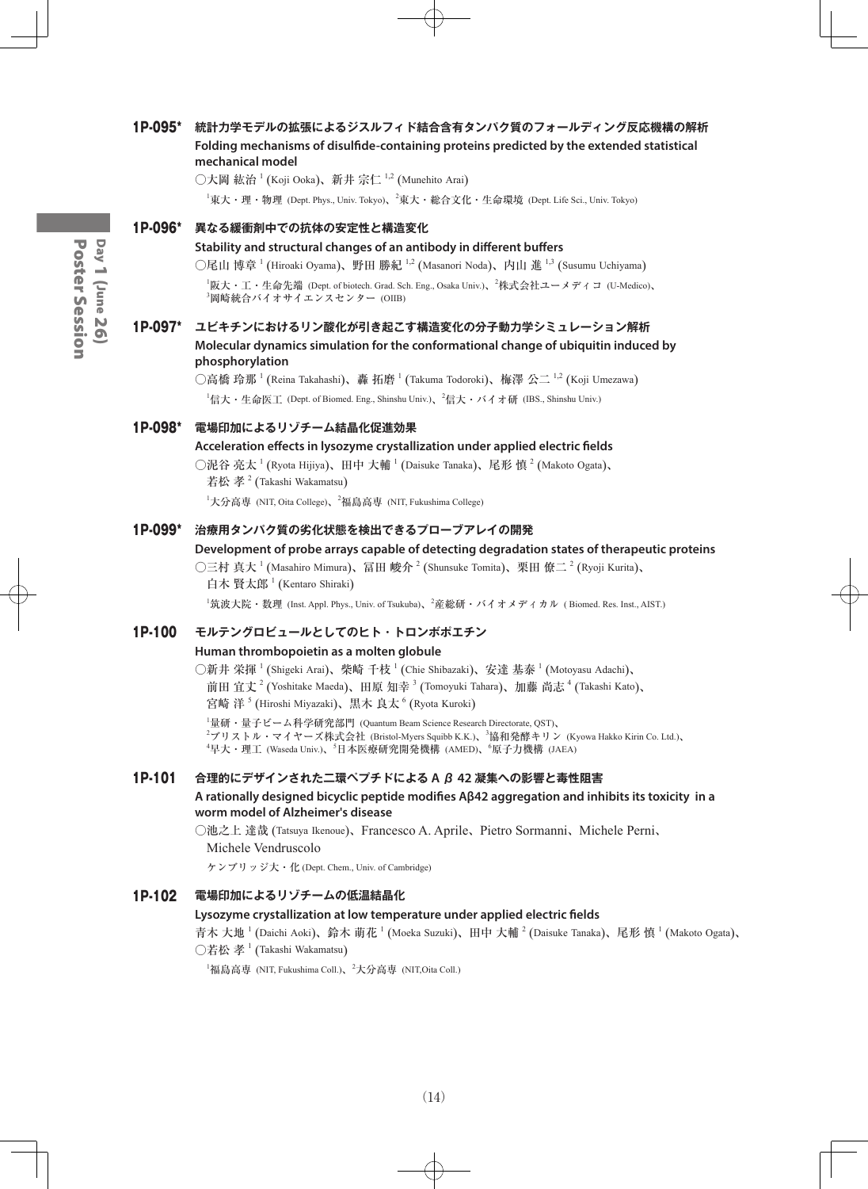### 1P-095* 統計力学モデルの拡張によるジスルフィド結合含有タンパク質のフォールディング反応機構の解析

**Folding mechanisms of disulfide-containing proteins predicted by the extended statistical mechanical model**

○大岡 紘治[1] (Koji Ooka)、新井 宗仁[1,2] (Munehito Arai)

[1]東大・理・物理 (Dept. Phys., Univ. Tokyo)、[2]東大・総合文化・生命環境 (Dept. Life Sci., Univ. Tokyo)

### 1P-096* 異なる緩衝剤中での抗体の安定性と構造変化

**Stability and structural changes of an antibody in different buffers**

○尾山 博章[1] (Hiroaki Oyama)、野田 勝紀[1,2] (Masanori Noda)、内山 進[1,3] (Susumu Uchiyama)

[1]阪大・工・生命先端 (Dept. of biotech. Grad. Sch. Eng., Osaka Univ.)、[2]株式会社ユーメディコ (U-Medico)、[3]岡崎統合バイオサイエンスセンター (OIIB)

### 1P-097* ユビキチンにおけるリン酸化が引き起こす構造変化の分子動力学シミュレーション解析

**Molecular dynamics simulation for the conformational change of ubiquitin induced by phosphorylation**

○高橋 玲那[1] (Reina Takahashi)、轟 拓磨[1] (Takuma Todoroki)、梅澤 公二[1,2] (Koji Umezawa)

[1]信大・生命医工 (Dept. of Biomed. Eng., Shinshu Univ.)、[2]信大・バイオ研 (IBS., Shinshu Univ.)

### 1P-098* 電場印加によるリゾチーム結晶化促進効果

**Acceleration effects in lysozyme crystallization under applied electric fields**

○泥谷 亮太[1] (Ryota Hijiya)、田中 大輔[1] (Daisuke Tanaka)、尾形 慎[2] (Makoto Ogata)、若松 孝[2] (Takashi Wakamatsu)

[1]大分高専 (NIT, Oita College)、[2]福島高専 (NIT, Fukushima College)

### 1P-099* 治療用タンパク質の劣化状態を検出できるプローブアレイの開発

**Development of probe arrays capable of detecting degradation states of therapeutic proteins**

○三村 真大[1] (Masahiro Mimura)、冨田 峻介[2] (Shunsuke Tomita)、栗田 僚二[2] (Ryoji Kurita)、白木 賢太郎[1] (Kentaro Shiraki)

[1]筑波大院・数理 (Inst. Appl. Phys., Univ. of Tsukuba)、[2]産総研・バイオメディカル ( Biomed. Res. Inst., AIST.)

### 1P-100 モルテングロビュールとしてのヒト・トロンボポエチン

**Human thrombopoietin as a molten globule**

○新井 栄揮[1] (Shigeki Arai)、柴崎 千枝[1] (Chie Shibazaki)、安達 基泰[1] (Motoyasu Adachi)、前田 宜丈[2] (Yoshitake Maeda)、田原 知幸[3] (Tomoyuki Tahara)、加藤 尚志[4] (Takashi Kato)、宮崎 洋[5] (Hiroshi Miyazaki)、黒木 良太[6] (Ryota Kuroki)

[1]量研・量子ビーム科学研究部門 (Quantum Beam Science Research Directorate, QST)、[2]ブリストル・マイヤーズ株式会社 (Bristol-Myers Squibb K.K.)、[3]協和発酵キリン (Kyowa Hakko Kirin Co. Ltd.)、[4]早大・理工 (Waseda Univ.)、[5]日本医療研究開発機構 (AMED)、[6]原子力機構 (JAEA)

### 1P-101 合理的にデザインされた二環ペプチドによる A β 42 凝集への影響と毒性阻害

**A rationally designed bicyclic peptide modifies Aβ42 aggregation and inhibits its toxicity in a worm model of Alzheimer's disease**

○池之上 達哉 (Tatsuya Ikenoue)、Francesco A. Aprile、Pietro Sormanni、Michele Perni、Michele Vendruscolo

ケンブリッジ大・化 (Dept. Chem., Univ. of Cambridge)

### 1P-102 電場印加によるリゾチームの低温結晶化

**Lysozyme crystallization at low temperature under applied electric fields**

青木 大地[1] (Daichi Aoki)、鈴木 萌花[1] (Moeka Suzuki)、田中 大輔[2] (Daisuke Tanaka)、尾形 慎[1] (Makoto Ogata)、○若松 孝[1] (Takashi Wakamatsu)

[1]福島高専 (NIT, Fukushima Coll.)、[2]大分高専 (NIT,Oita Coll.)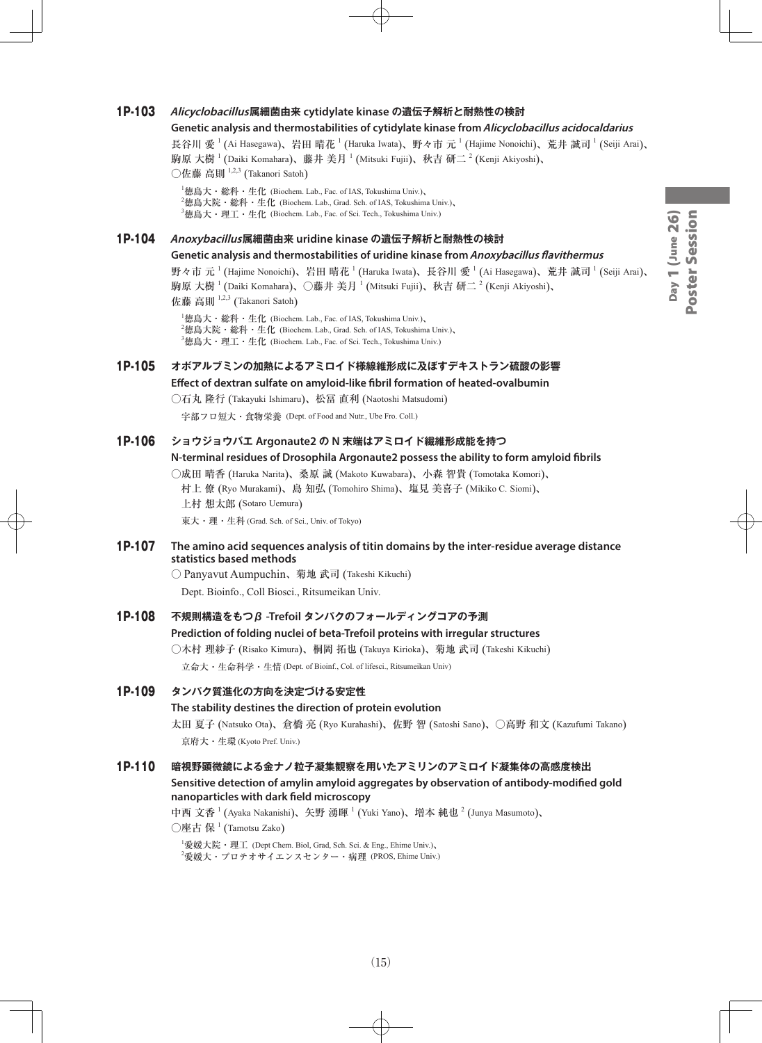### 1P-103 *Alicyclobacillus*属細菌由来 cytidylate kinase の遺伝子解析と耐熱性の検討

**Genetic analysis and thermostabilities of cytidylate kinase from *Alicyclobacillus acidocaldarius***

長谷川 愛[1] (Ai Hasegawa)、岩田 晴花[1] (Haruka Iwata)、野々市 元[1] (Hajime Nonoichi)、荒井 誠司[1] (Seiji Arai)、駒原 大樹[1] (Daiki Komahara)、藤井 美月[1] (Mitsuki Fujii)、秋吉 研二[2] (Kenji Akiyoshi)、○佐藤 高則[1,2,3] (Takanori Satoh)

[1]徳島大・総科・生化 (Biochem. Lab., Fac. of IAS, Tokushima Univ.)、[2]徳島大院・総科・生化 (Biochem. Lab., Grad. Sch. of IAS, Tokushima Univ.)、[3]徳島大・理工・生化 (Biochem. Lab., Fac. of Sci. Tech., Tokushima Univ.)

### 1P-104 *Anoxybacillus*属細菌由来 uridine kinase の遺伝子解析と耐熱性の検討

**Genetic analysis and thermostabilities of uridine kinase from *Anoxybacillus flavithermus***

野々市 元[1] (Hajime Nonoichi)、岩田 晴花[1] (Haruka Iwata)、長谷川 愛[1] (Ai Hasegawa)、荒井 誠司[1] (Seiji Arai)、駒原 大樹[1] (Daiki Komahara)、○藤井 美月[1] (Mitsuki Fujii)、秋吉 研二[2] (Kenji Akiyoshi)、佐藤 高則[1,2,3] (Takanori Satoh)

[1]徳島大・総科・生化 (Biochem. Lab., Fac. of IAS, Tokushima Univ.)、[2]徳島大院・総科・生化 (Biochem. Lab., Grad. Sch. of IAS, Tokushima Univ.)、[3]徳島大・理工・生化 (Biochem. Lab., Fac. of Sci. Tech., Tokushima Univ.)

### 1P-105 オボアルブミンの加熱によるアミロイド様線維形成に及ぼすデキストラン硫酸の影響

**Effect of dextran sulfate on amyloid-like fibril formation of heated-ovalbumin**

○石丸 隆行 (Takayuki Ishimaru)、松冨 直利 (Naotoshi Matsudomi)

宇部フロ短大・食物栄養 (Dept. of Food and Nutr., Ube Fro. Coll.)

### 1P-106 ショウジョウバエ Argonaute2 の N 末端はアミロイド繊維形成能を持つ

**N-terminal residues of Drosophila Argonaute2 possess the ability to form amyloid fibrils**

○成田 晴香 (Haruka Narita)、桑原 誠 (Makoto Kuwabara)、小森 智貴 (Tomotaka Komori)、村上 僚 (Ryo Murakami)、島 知弘 (Tomohiro Shima)、塩見 美喜子 (Mikiko C. Siomi)、上村 想太郎 (Sotaro Uemura)

東大・理・生科 (Grad. Sch. of Sci., Univ. of Tokyo)

### 1P-107 The amino acid sequences analysis of titin domains by the inter-residue average distance statistics based methods

○ Panyavut Aumpuchin、菊地 武司 (Takeshi Kikuchi)

Dept. Bioinfo., Coll Biosci., Ritsumeikan Univ.

### 1P-108 不規則構造をもつ β -Trefoil タンパクのフォールディングコアの予測

**Prediction of folding nuclei of beta-Trefoil proteins with irregular structures**

○木村 理紗子 (Risako Kimura)、桐岡 拓也 (Takuya Kirioka)、菊地 武司 (Takeshi Kikuchi)

立命大・生命科学・生情 (Dept. of Bioinf., Col. of lifesci., Ritsumeikan Univ)

### 1P-109 タンパク質進化の方向を決定づける安定性

**The stability destines the direction of protein evolution**

太田 夏子 (Natsuko Ota)、倉橋 亮 (Ryo Kurahashi)、佐野 智 (Satoshi Sano)、○高野 和文 (Kazufumi Takano)

京府大・生環 (Kyoto Pref. Univ.)

### 1P-110 暗視野顕微鏡による金ナノ粒子凝集観察を用いたアミリンのアミロイド凝集体の高感度検出

**Sensitive detection of amylin amyloid aggregates by observation of antibody-modified gold nanoparticles with dark field microscopy**

中西 文香[1] (Ayaka Nakanishi)、矢野 湧暉[1] (Yuki Yano)、増本 純也[2] (Junya Masumoto)、○座古 保[1] (Tamotsu Zako)

[1]愛媛大院・理工 (Dept Chem. Biol, Grad, Sch. Sci. & Eng., Ehime Univ.)、[2]愛媛大・プロテオサイエンスセンター・病理 (PROS, Ehime Univ.)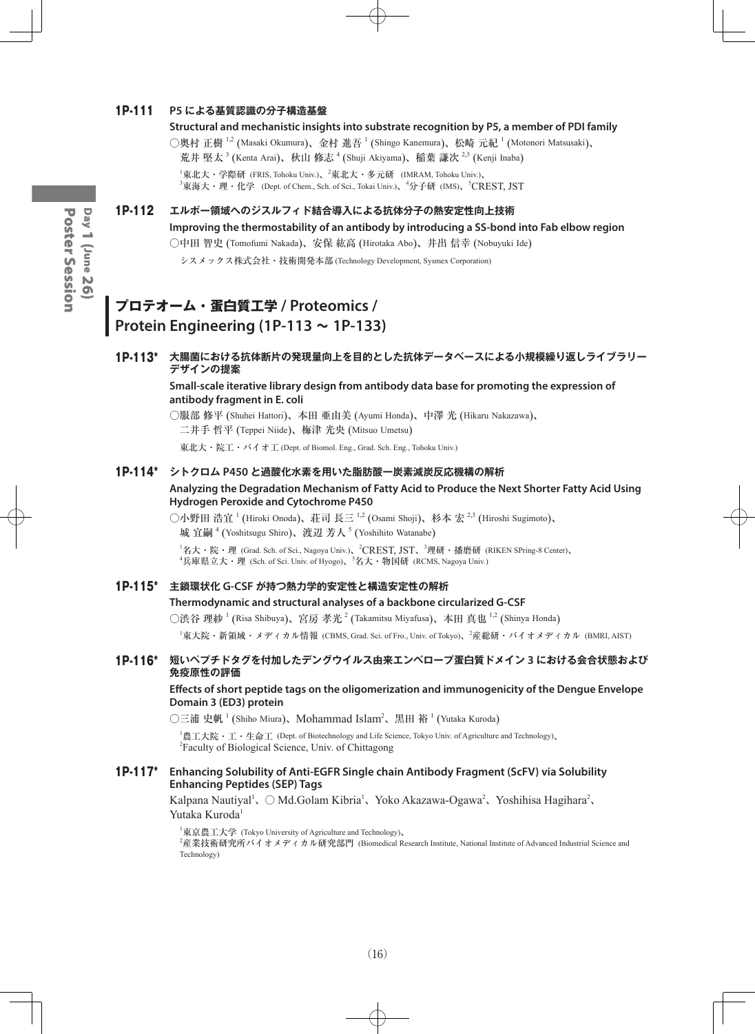**1P-111** **P5 による基質認識の分子構造基盤**

**Structural and mechanistic insights into substrate recognition by P5, a member of PDI family**

○奥村 正樹[1,2] (Masaki Okumura)、金村 進吾[1] (Shingo Kanemura)、松崎 元紀[1] (Motonori Matsusaki)、荒井 堅太[3] (Kenta Arai)、秋山 修志[4] (Shuji Akiyama)、稲葉 謙次[2,5] (Kenji Inaba)

[1]東北大・学際研 (FRIS, Tohoku Univ.)、[2]東北大・多元研 (IMRAM, Tohoku Univ.)、[3]東海大・理・化学 (Dept. of Chem., Sch. of Sci., Tokai Univ.)、[4]分子研 (IMS)、[5]CREST, JST

**1P-112** **エルボー領域へのジスルフィド結合導入による抗体分子の熱安定性向上技術**

**Improving the thermostability of an antibody by introducing a SS-bond into Fab elbow region**

○中田 智史 (Tomofumi Nakada)、安保 紘高 (Hirotaka Abo)、井出 信幸 (Nobuyuki Ide)

シスメックス株式会社・技術開発本部 (Technology Development, Sysmex Corporation)

## プロテオーム・蛋白質工学 / Proteomics / Protein Engineering (1P-113 ~ 1P-133)

**1P-113*** **大腸菌における抗体断片の発現量向上を目的とした抗体データベースによる小規模繰り返しライブラリーデザインの提案**

**Small-scale iterative library design from antibody data base for promoting the expression of antibody fragment in E. coli**

○服部 修平 (Shuhei Hattori)、本田 亜由美 (Ayumi Honda)、中澤 光 (Hikaru Nakazawa)、二井手 哲平 (Teppei Niide)、梅津 光央 (Mitsuo Umetsu)

東北大・院工・バイオ工 (Dept. of Biomol. Eng., Grad. Sch. Eng., Tohoku Univ.)

**1P-114*** **シトクロム P450 と過酸化水素を用いた脂肪酸一炭素減炭反応機構の解析**

**Analyzing the Degradation Mechanism of Fatty Acid to Produce the Next Shorter Fatty Acid Using Hydrogen Peroxide and Cytochrome P450**

○小野田 浩宜[1] (Hiroki Onoda)、荘司 長三[1,2] (Osami Shoji)、杉本 宏[2,3] (Hiroshi Sugimoto)、城 宜嗣[4] (Yoshitsugu Shiro)、渡辺 芳人[5] (Yoshihito Watanabe)

[1]名大・院・理 (Grad. Sch. of Sci., Nagoya Univ.)、[2]CREST, JST、[3]理研・播磨研 (RIKEN SPring-8 Center)、[4]兵庫県立大・理 (Sch. of Sci. Univ. of Hyogo)、[5]名大・物国研 (RCMS, Nagoya Univ.)

**1P-115*** **主鎖環状化 G-CSF が持つ熱力学的安定性と構造安定性の解析**

**Thermodynamic and structural analyses of a backbone circularized G-CSF**

○渋谷 理紗[1] (Risa Shibuya)、宮房 孝光[2] (Takamitsu Miyafusa)、本田 真也[1,2] (Shinya Honda)

[1]東大院・新領域・メディカル情報 (CBMS, Grad. Sci. of Fro., Univ. of Tokyo)、[2]産総研・バイオメディカル (BMRI, AIST)

**1P-116*** **短いペプチドタグを付加したデングウイルス由来エンベロープ蛋白質ドメイン 3 における会合状態および免疫原性の評価**

**Effects of short peptide tags on the oligomerization and immunogenicity of the Dengue Envelope Domain 3 (ED3) protein**

○三浦 史帆[1] (Shiho Miura)、Mohammad Islam[2]、黒田 裕[1] (Yutaka Kuroda)

[1]農工大院・工・生命工 (Dept. of Biotechnology and Life Science, Tokyo Univ. of Agriculture and Technology)、[2]Faculty of Biological Science, Univ. of Chittagong

**1P-117*** **Enhancing Solubility of Anti-EGFR Single chain Antibody Fragment (ScFV) via Solubility Enhancing Peptides (SEP) Tags**

Kalpana Nautiyal[1]、○ Md.Golam Kibria[1]、Yoko Akazawa-Ogawa[2]、Yoshihisa Hagihara[2]、Yutaka Kuroda[1]

[1]東京農工大学 (Tokyo University of Agriculture and Technology)、[2]産業技術研究所バイオメディカル研究部門 (Biomedical Research Institute, National Institute of Advanced Industrial Science and Technology)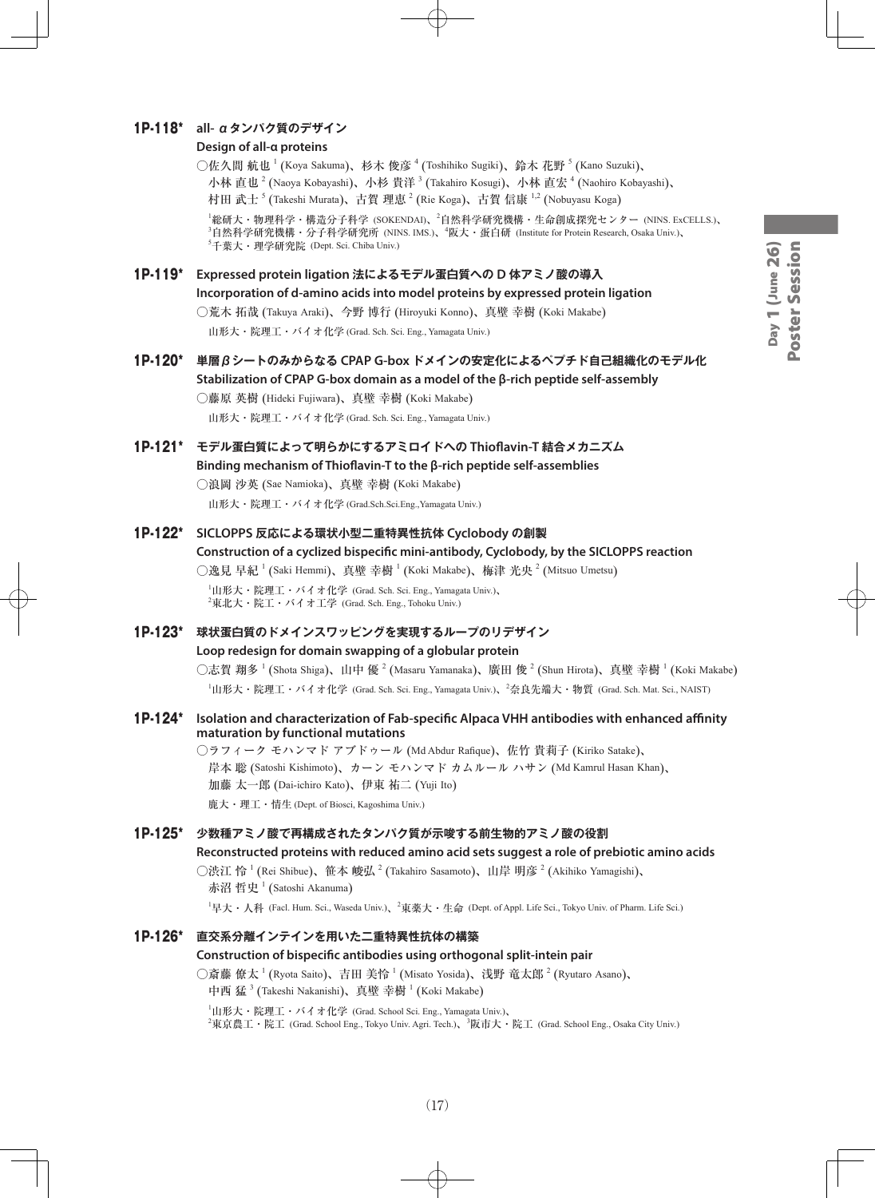### 1P-118* all- α タンパク質のデザイン

**Design of all-α proteins**

○佐久間 航也[1] (Koya Sakuma)、杉木 俊彦[4] (Toshihiko Sugiki)、鈴木 花野[5] (Kano Suzuki)、小林 直也[2] (Naoya Kobayashi)、小杉 貴洋[3] (Takahiro Kosugi)、小林 直宏[4] (Naohiro Kobayashi)、村田 武士[5] (Takeshi Murata)、古賀 理恵[2] (Rie Koga)、古賀 信康[1,2] (Nobuyasu Koga)

[1]総研大・物理科学・構造分子科学 (SOKENDAI)、[2]自然科学研究機構・生命創成探究センター (NINS. ExCELLS.)、[3]自然科学研究機構・分子科学研究所 (NINS. IMS.)、[4]阪大・蛋白研 (Institute for Protein Research, Osaka Univ.)、[5]千葉大・理学研究院 (Dept. Sci. Chiba Univ.)

### 1P-119* Expressed protein ligation 法によるモデル蛋白質への D 体アミノ酸の導入

**Incorporation of d-amino acids into model proteins by expressed protein ligation**

○荒木 拓哉 (Takuya Araki)、今野 博行 (Hiroyuki Konno)、真壁 幸樹 (Koki Makabe)

山形大・院理工・バイオ化学 (Grad. Sch. Sci. Eng., Yamagata Univ.)

### 1P-120* 単層 β シートのみからなる CPAP G-box ドメインの安定化によるペプチド自己組織化のモデル化

**Stabilization of CPAP G-box domain as a model of the β-rich peptide self-assembly**

○藤原 英樹 (Hideki Fujiwara)、真壁 幸樹 (Koki Makabe)

山形大・院理工・バイオ化学 (Grad. Sch. Sci. Eng., Yamagata Univ.)

### 1P-121* モデル蛋白質によって明らかにするアミロイドへの Thioflavin-T 結合メカニズム

**Binding mechanism of Thioflavin-T to the β-rich peptide self-assemblies**

○浪岡 沙英 (Sae Namioka)、真壁 幸樹 (Koki Makabe)

山形大・院理工・バイオ化学 (Grad.Sch.Sci.Eng.,Yamagata Univ.)

### 1P-122* SICLOPPS 反応による環状小型二重特異性抗体 Cyclobody の創製

**Construction of a cyclized bispecific mini-antibody, Cyclobody, by the SICLOPPS reaction**

○逸見 早紀[1] (Saki Hemmi)、真壁 幸樹[1] (Koki Makabe)、梅津 光央[2] (Mitsuo Umetsu)

[1]山形大・院理工・バイオ化学 (Grad. Sch. Sci. Eng., Yamagata Univ.)、[2]東北大・院工・バイオ工学 (Grad. Sch. Eng., Tohoku Univ.)

### 1P-123* 球状蛋白質のドメインスワッピングを実現するループのリデザイン

**Loop redesign for domain swapping of a globular protein**

○志賀 翔多[1] (Shota Shiga)、山中 優[2] (Masaru Yamanaka)、廣田 俊[2] (Shun Hirota)、真壁 幸樹[1] (Koki Makabe)

[1]山形大・院理工・バイオ化学 (Grad. Sch. Sci. Eng., Yamagata Univ.)、[2]奈良先端大・物質 (Grad. Sch. Mat. Sci., NAIST)

### 1P-124* Isolation and characterization of Fab-specific Alpaca VHH antibodies with enhanced affinity maturation by functional mutations

○ラフィーク モハンマド アブドゥール (Md Abdur Rafique)、佐竹 貴莉子 (Kiriko Satake)、岸本 聡 (Satoshi Kishimoto)、カーン モハンマド カムルール ハサン (Md Kamrul Hasan Khan)、加藤 太一郎 (Dai-ichiro Kato)、伊東 祐二 (Yuji Ito)

鹿大・理工・情生 (Dept. of Biosci, Kagoshima Univ.)

### 1P-125* 少数種アミノ酸で再構成されたタンパク質が示唆する前生物的アミノ酸の役割

**Reconstructed proteins with reduced amino acid sets suggest a role of prebiotic amino acids**

○渋江 怜[1] (Rei Shibue)、笹本 峻弘[2] (Takahiro Sasamoto)、山岸 明彦[2] (Akihiko Yamagishi)、赤沼 哲史[1] (Satoshi Akanuma)

[1]早大・人科 (Facl. Hum. Sci., Waseda Univ.)、[2]東薬大・生命 (Dept. of Appl. Life Sci., Tokyo Univ. of Pharm. Life Sci.)

### 1P-126* 直交系分離インテインを用いた二重特異性抗体の構築

**Construction of bispecific antibodies using orthogonal split-intein pair**

○斎藤 僚太[1] (Ryota Saito)、吉田 美怜[1] (Misato Yosida)、浅野 竜太郎[2] (Ryutaro Asano)、中西 猛[3] (Takeshi Nakanishi)、真壁 幸樹[1] (Koki Makabe)

[1]山形大・院理工・バイオ化学 (Grad. School Sci. Eng., Yamagata Univ.)、[2]東京農工・院工 (Grad. School Eng., Tokyo Univ. Agri. Tech.)、[3]阪市大・院工 (Grad. School Eng., Osaka City Univ.)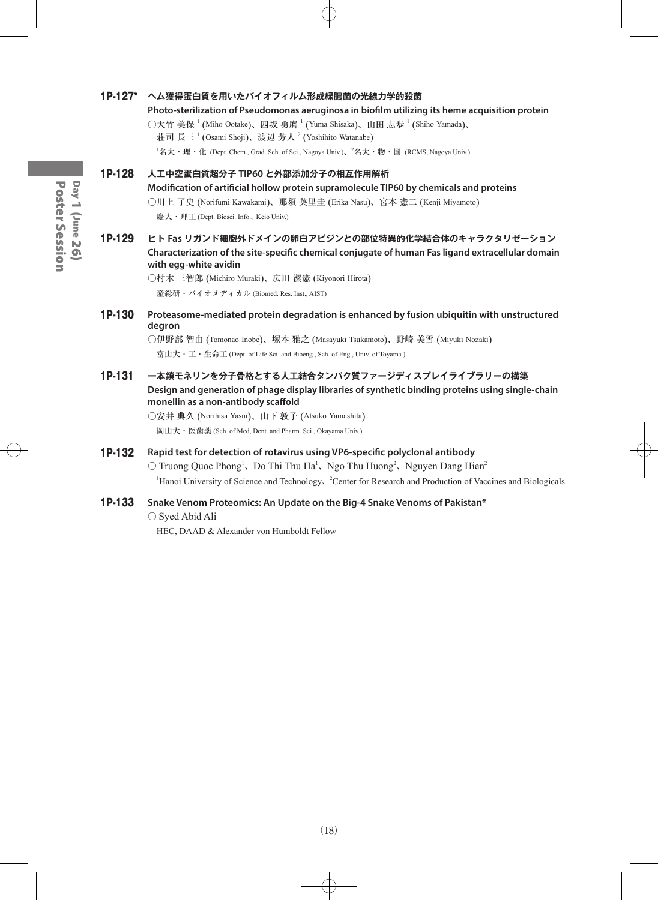## 1P-127* ヘム獲得蛋白質を用いたバイオフィルム形成緑膿菌の光線力学的殺菌

**Photo-sterilization of Pseudomonas aeruginosa in biofilm utilizing its heme acquisition protein**

○大竹 美保[1] (Miho Ootake)、四坂 勇磨[1] (Yuma Shisaka)、山田 志歩[1] (Shiho Yamada)、荘司 長三[1] (Osami Shoji)、渡辺 芳人[2] (Yoshihito Watanabe)

[1]名大・理・化 (Dept. Chem., Grad. Sch. of Sci., Nagoya Univ.)、[2]名大・物・国 (RCMS, Nagoya Univ.)

## 1P-128 人工中空蛋白質超分子 TIP60 と外部添加分子の相互作用解析

**Modification of artificial hollow protein supramolecule TIP60 by chemicals and proteins**

○川上 了史 (Norifumi Kawakami)、那須 英里圭 (Erika Nasu)、宮本 憲二 (Kenji Miyamoto)

慶大・理工 (Dept. Biosci. Info., Keio Univ.)

## 1P-129 ヒト Fas リガンド細胞外ドメインの卵白アビジンとの部位特異的化学結合体のキャラクタリゼーション

**Characterization of the site-specific chemical conjugate of human Fas ligand extracellular domain with egg-white avidin**

○村木 三智郎 (Michiro Muraki)、広田 潔憲 (Kiyonori Hirota)

産総研・バイオメディカル (Biomed. Res. Inst., AIST)

## 1P-130 Proteasome-mediated protein degradation is enhanced by fusion ubiquitin with unstructured degron

○伊野部 智由 (Tomonao Inobe)、塚本 雅之 (Masayuki Tsukamoto)、野崎 美雪 (Miyuki Nozaki)

富山大・工・生命工 (Dept. of Life Sci. and Bioeng., Sch. of Eng., Univ. of Toyama )

## 1P-131 一本鎖モネリンを分子骨格とする人工結合タンパク質ファージディスプレイライブラリーの構築

**Design and generation of phage display libraries of synthetic binding proteins using single-chain monellin as a non-antibody scaffold**

○安井 典久 (Norihisa Yasui)、山下 敦子 (Atsuko Yamashita)

岡山大・医歯薬 (Sch. of Med, Dent. and Pharm. Sci., Okayama Univ.)

## 1P-132 Rapid test for detection of rotavirus using VP6-specific polyclonal antibody

○ Truong Quoc Phong[1]、Do Thi Thu Ha[1]、Ngo Thu Huong[2]、Nguyen Dang Hien[2]

[1]Hanoi University of Science and Technology、[2]Center for Research and Production of Vaccines and Biologicals

## 1P-133 Snake Venom Proteomics: An Update on the Big-4 Snake Venoms of Pakistan*

○ Syed Abid Ali

HEC, DAAD & Alexander von Humboldt Fellow